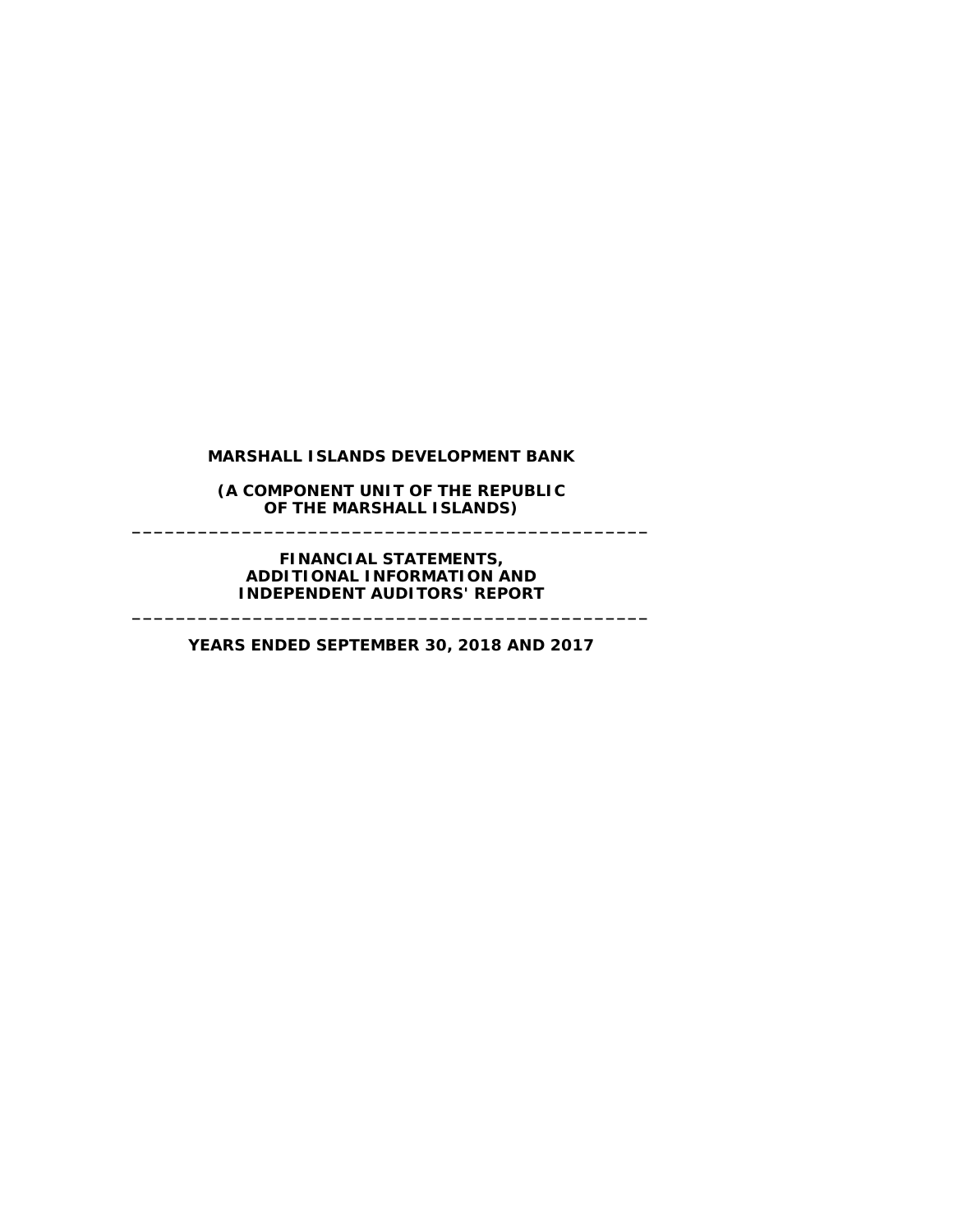# MARSHALL ISLANDS DEVELOPMENT BANK

**(A COMPONENT UNIT OF THE REPUBLIC OF THE MARSHALL ISLANDS)**

---

**FINANCIAL STATEMENTS, ADDITIONAL INFORMATION AND INDEPENDENT AUDITORS' REPORT**

---

**YEARS ENDED SEPTEMBER 30, 2018 AND 2017**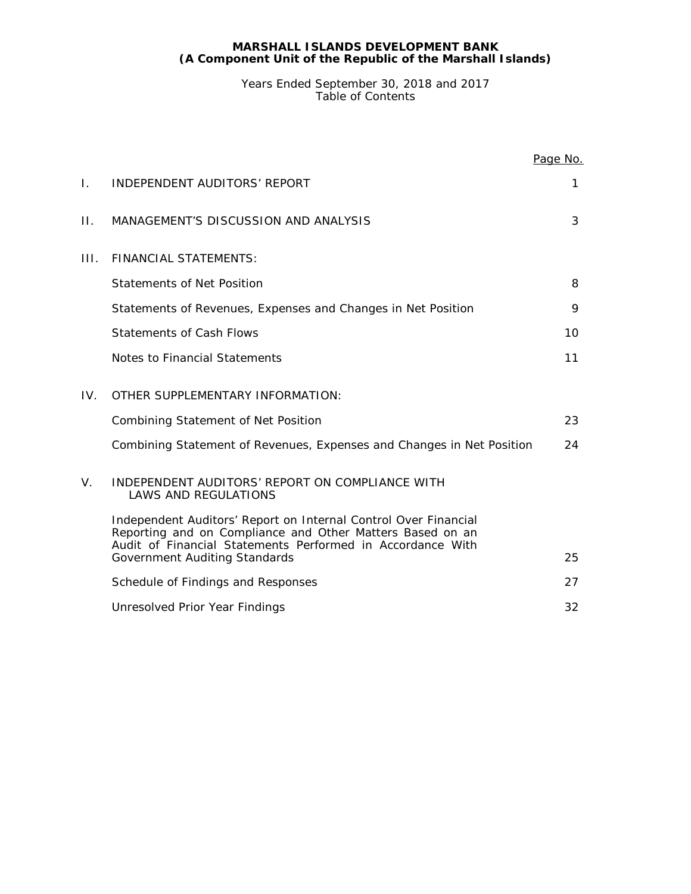**MARSHALL ISLANDS DEVELOPMENT BANK**
**(A Component Unit of the Republic of the Marshall Islands)**

Years Ended September 30, 2018 and 2017
Table of Contents

| | | Page No. |
|---|---|---|
| I. | INDEPENDENT AUDITORS' REPORT | 1 |
| II. | MANAGEMENT'S DISCUSSION AND ANALYSIS | 3 |
| III. | FINANCIAL STATEMENTS: | |
| | Statements of Net Position | 8 |
| | Statements of Revenues, Expenses and Changes in Net Position | 9 |
| | Statements of Cash Flows | 10 |
| | Notes to Financial Statements | 11 |
| IV. | OTHER SUPPLEMENTARY INFORMATION: | |
| | Combining Statement of Net Position | 23 |
| | Combining Statement of Revenues, Expenses and Changes in Net Position | 24 |
| V. | INDEPENDENT AUDITORS' REPORT ON COMPLIANCE WITH LAWS AND REGULATIONS | |
| | Independent Auditors' Report on Internal Control Over Financial Reporting and on Compliance and Other Matters Based on an Audit of Financial Statements Performed in Accordance With Government Auditing Standards | 25 |
| | Schedule of Findings and Responses | 27 |
| | Unresolved Prior Year Findings | 32 |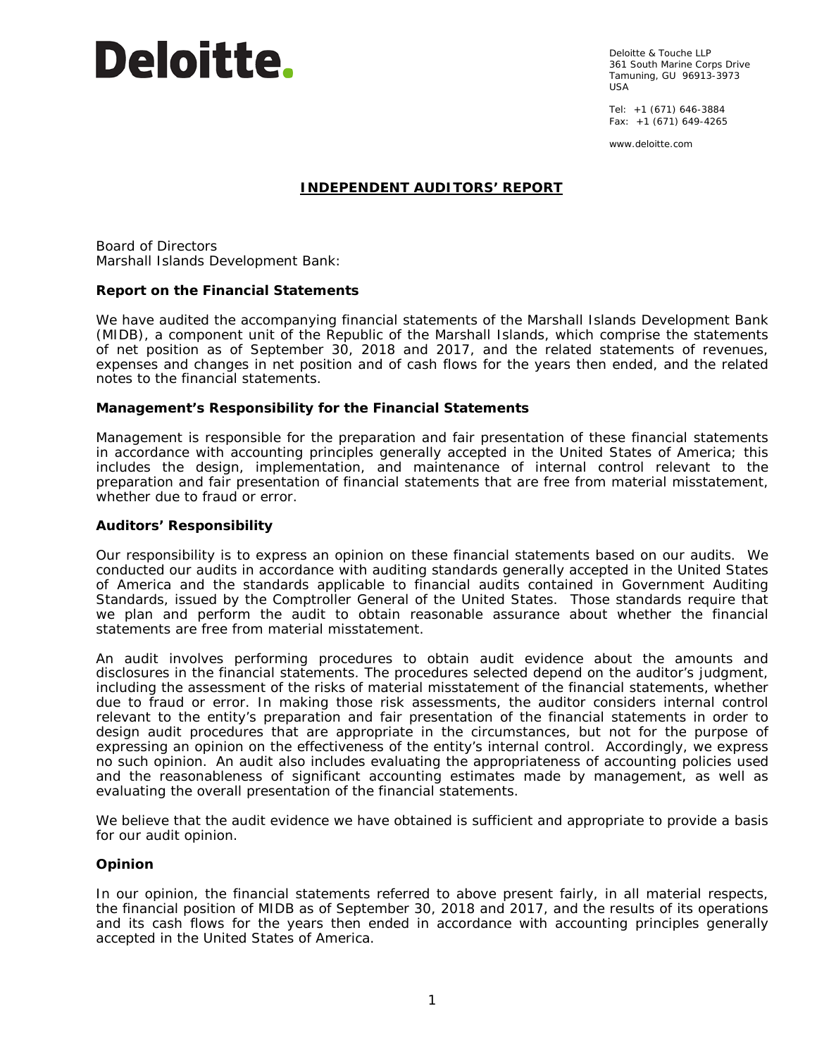Deloitte.

Deloitte & Touche LLP
361 South Marine Corps Drive
Tamuning, GU 96913-3973
USA

Tel: +1 (671) 646-3884
Fax: +1 (671) 649-4265

www.deloitte.com

## INDEPENDENT AUDITORS' REPORT

Board of Directors
Marshall Islands Development Bank:

### Report on the Financial Statements

We have audited the accompanying financial statements of the Marshall Islands Development Bank (MIDB), a component unit of the Republic of the Marshall Islands, which comprise the statements of net position as of September 30, 2018 and 2017, and the related statements of revenues, expenses and changes in net position and of cash flows for the years then ended, and the related notes to the financial statements.

### Management's Responsibility for the Financial Statements

Management is responsible for the preparation and fair presentation of these financial statements in accordance with accounting principles generally accepted in the United States of America; this includes the design, implementation, and maintenance of internal control relevant to the preparation and fair presentation of financial statements that are free from material misstatement, whether due to fraud or error.

### Auditors' Responsibility

Our responsibility is to express an opinion on these financial statements based on our audits. We conducted our audits in accordance with auditing standards generally accepted in the United States of America and the standards applicable to financial audits contained in Government Auditing Standards, issued by the Comptroller General of the United States. Those standards require that we plan and perform the audit to obtain reasonable assurance about whether the financial statements are free from material misstatement.

An audit involves performing procedures to obtain audit evidence about the amounts and disclosures in the financial statements. The procedures selected depend on the auditor's judgment, including the assessment of the risks of material misstatement of the financial statements, whether due to fraud or error. In making those risk assessments, the auditor considers internal control relevant to the entity's preparation and fair presentation of the financial statements in order to design audit procedures that are appropriate in the circumstances, but not for the purpose of expressing an opinion on the effectiveness of the entity's internal control. Accordingly, we express no such opinion. An audit also includes evaluating the appropriateness of accounting policies used and the reasonableness of significant accounting estimates made by management, as well as evaluating the overall presentation of the financial statements.

We believe that the audit evidence we have obtained is sufficient and appropriate to provide a basis for our audit opinion.

### Opinion

In our opinion, the financial statements referred to above present fairly, in all material respects, the financial position of MIDB as of September 30, 2018 and 2017, and the results of its operations and its cash flows for the years then ended in accordance with accounting principles generally accepted in the United States of America.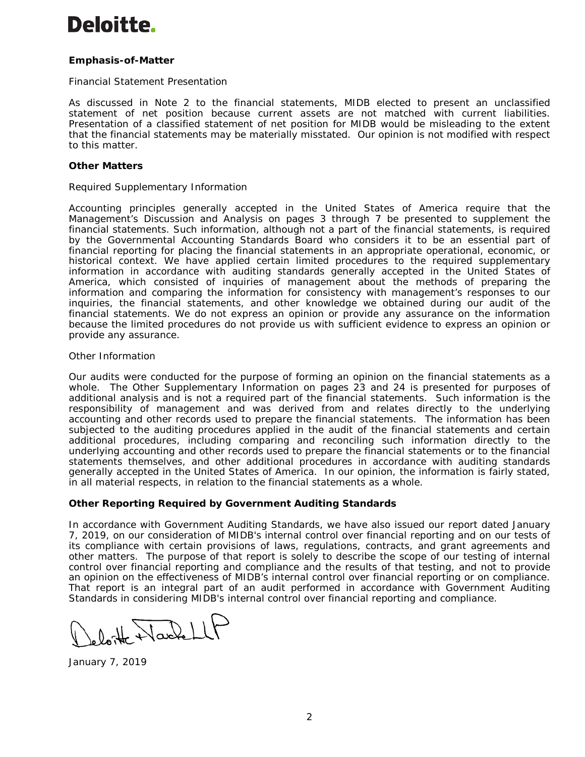**Deloitte.**

**Emphasis-of-Matter**

Financial Statement Presentation

As discussed in Note 2 to the financial statements, MIDB elected to present an unclassified statement of net position because current assets are not matched with current liabilities. Presentation of a classified statement of net position for MIDB would be misleading to the extent that the financial statements may be materially misstated. Our opinion is not modified with respect to this matter.

**Other Matters**

Required Supplementary Information

Accounting principles generally accepted in the United States of America require that the Management's Discussion and Analysis on pages 3 through 7 be presented to supplement the financial statements. Such information, although not a part of the financial statements, is required by the Governmental Accounting Standards Board who considers it to be an essential part of financial reporting for placing the financial statements in an appropriate operational, economic, or historical context. We have applied certain limited procedures to the required supplementary information in accordance with auditing standards generally accepted in the United States of America, which consisted of inquiries of management about the methods of preparing the information and comparing the information for consistency with management's responses to our inquiries, the financial statements, and other knowledge we obtained during our audit of the financial statements. We do not express an opinion or provide any assurance on the information because the limited procedures do not provide us with sufficient evidence to express an opinion or provide any assurance.

Other Information

Our audits were conducted for the purpose of forming an opinion on the financial statements as a whole. The Other Supplementary Information on pages 23 and 24 is presented for purposes of additional analysis and is not a required part of the financial statements. Such information is the responsibility of management and was derived from and relates directly to the underlying accounting and other records used to prepare the financial statements. The information has been subjected to the auditing procedures applied in the audit of the financial statements and certain additional procedures, including comparing and reconciling such information directly to the underlying accounting and other records used to prepare the financial statements or to the financial statements themselves, and other additional procedures in accordance with auditing standards generally accepted in the United States of America. In our opinion, the information is fairly stated, in all material respects, in relation to the financial statements as a whole.

**Other Reporting Required by Government Auditing Standards**

In accordance with Government Auditing Standards, we have also issued our report dated January 7, 2019, on our consideration of MIDB's internal control over financial reporting and on our tests of its compliance with certain provisions of laws, regulations, contracts, and grant agreements and other matters. The purpose of that report is solely to describe the scope of our testing of internal control over financial reporting and compliance and the results of that testing, and not to provide an opinion on the effectiveness of MIDB's internal control over financial reporting or on compliance. That report is an integral part of an audit performed in accordance with Government Auditing Standards in considering MIDB's internal control over financial reporting and compliance.

Deloitte & Touche LLP

January 7, 2019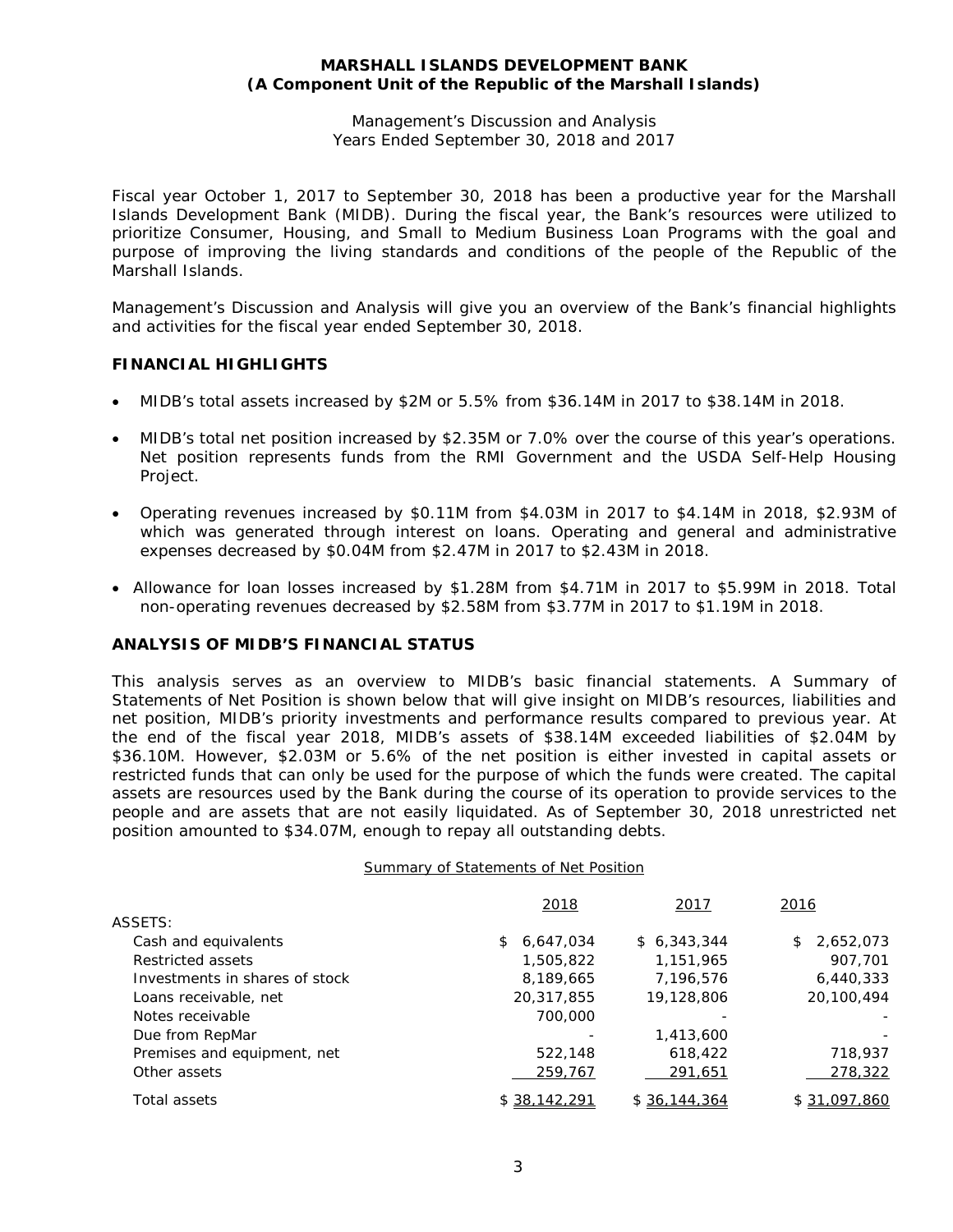# MARSHALL ISLANDS DEVELOPMENT BANK
## (A Component Unit of the Republic of the Marshall Islands)

Management's Discussion and Analysis
Years Ended September 30, 2018 and 2017

Fiscal year October 1, 2017 to September 30, 2018 has been a productive year for the Marshall Islands Development Bank (MIDB). During the fiscal year, the Bank's resources were utilized to prioritize Consumer, Housing, and Small to Medium Business Loan Programs with the goal and purpose of improving the living standards and conditions of the people of the Republic of the Marshall Islands.

Management's Discussion and Analysis will give you an overview of the Bank's financial highlights and activities for the fiscal year ended September 30, 2018.

### FINANCIAL HIGHLIGHTS

- MIDB's total assets increased by $2M or 5.5% from $36.14M in 2017 to $38.14M in 2018.
- MIDB's total net position increased by $2.35M or 7.0% over the course of this year's operations. Net position represents funds from the RMI Government and the USDA Self-Help Housing Project.
- Operating revenues increased by $0.11M from $4.03M in 2017 to $4.14M in 2018, $2.93M of which was generated through interest on loans. Operating and general and administrative expenses decreased by $0.04M from $2.47M in 2017 to $2.43M in 2018.
- Allowance for loan losses increased by $1.28M from $4.71M in 2017 to $5.99M in 2018. Total non-operating revenues decreased by $2.58M from $3.77M in 2017 to $1.19M in 2018.

### ANALYSIS OF MIDB'S FINANCIAL STATUS

This analysis serves as an overview to MIDB's basic financial statements. A Summary of Statements of Net Position is shown below that will give insight on MIDB's resources, liabilities and net position, MIDB's priority investments and performance results compared to previous year. At the end of the fiscal year 2018, MIDB's assets of $38.14M exceeded liabilities of $2.04M by $36.10M. However, $2.03M or 5.6% of the net position is either invested in capital assets or restricted funds that can only be used for the purpose of which the funds were created. The capital assets are resources used by the Bank during the course of its operation to provide services to the people and are assets that are not easily liquidated. As of September 30, 2018 unrestricted net position amounted to $34.07M, enough to repay all outstanding debts.

Summary of Statements of Net Position

| | 2018 | 2017 | 2016 |
|---|---|---|---|
| ASSETS: | | | |
| Cash and equivalents | $ 6,647,034 | $ 6,343,344 | $ 2,652,073 |
| Restricted assets | 1,505,822 | 1,151,965 | 907,701 |
| Investments in shares of stock | 8,189,665 | 7,196,576 | 6,440,333 |
| Loans receivable, net | 20,317,855 | 19,128,806 | 20,100,494 |
| Notes receivable | 700,000 | - | - |
| Due from RepMar | - | 1,413,600 | - |
| Premises and equipment, net | 522,148 | 618,422 | 718,937 |
| Other assets | 259,767 | 291,651 | 278,322 |
| Total assets | $ 38,142,291 | $ 36,144,364 | $ 31,097,860 |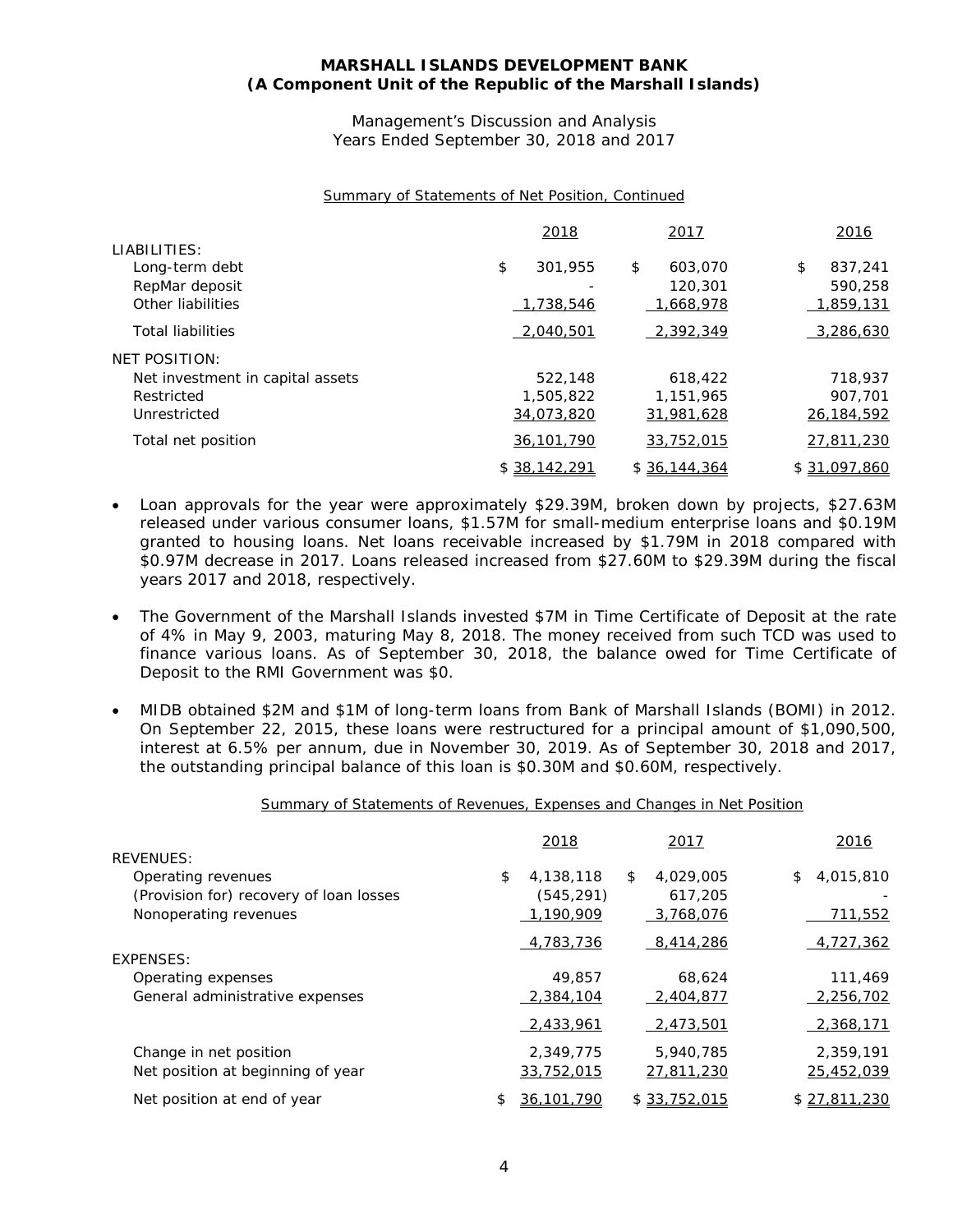**MARSHALL ISLANDS DEVELOPMENT BANK**
**(A Component Unit of the Republic of the Marshall Islands)**

Management's Discussion and Analysis
Years Ended September 30, 2018 and 2017

Summary of Statements of Net Position, Continued

| | 2018 | 2017 | 2016 |
|---|---|---|---|
| LIABILITIES: | | | |
| Long-term debt | $ 301,955 | $ 603,070 | $ 837,241 |
| RepMar deposit | - | 120,301 | 590,258 |
| Other liabilities | 1,738,546 | 1,668,978 | 1,859,131 |
| Total liabilities | 2,040,501 | 2,392,349 | 3,286,630 |
| NET POSITION: | | | |
| Net investment in capital assets | 522,148 | 618,422 | 718,937 |
| Restricted | 1,505,822 | 1,151,965 | 907,701 |
| Unrestricted | 34,073,820 | 31,981,628 | 26,184,592 |
| Total net position | 36,101,790 | 33,752,015 | 27,811,230 |
| | $ 38,142,291 | $ 36,144,364 | $ 31,097,860 |

- Loan approvals for the year were approximately $29.39M, broken down by projects, $27.63M released under various consumer loans, $1.57M for small-medium enterprise loans and $0.19M granted to housing loans. Net loans receivable increased by $1.79M in 2018 compared with $0.97M decrease in 2017. Loans released increased from $27.60M to $29.39M during the fiscal years 2017 and 2018, respectively.

- The Government of the Marshall Islands invested $7M in Time Certificate of Deposit at the rate of 4% in May 9, 2003, maturing May 8, 2018. The money received from such TCD was used to finance various loans. As of September 30, 2018, the balance owed for Time Certificate of Deposit to the RMI Government was $0.

- MIDB obtained $2M and $1M of long-term loans from Bank of Marshall Islands (BOMI) in 2012. On September 22, 2015, these loans were restructured for a principal amount of $1,090,500, interest at 6.5% per annum, due in November 30, 2019. As of September 30, 2018 and 2017, the outstanding principal balance of this loan is $0.30M and $0.60M, respectively.

Summary of Statements of Revenues, Expenses and Changes in Net Position

| | 2018 | 2017 | 2016 |
|---|---|---|---|
| REVENUES: | | | |
| Operating revenues | $ 4,138,118 | $ 4,029,005 | $ 4,015,810 |
| (Provision for) recovery of loan losses | (545,291) | 617,205 | - |
| Nonoperating revenues | 1,190,909 | 3,768,076 | 711,552 |
| | 4,783,736 | 8,414,286 | 4,727,362 |
| EXPENSES: | | | |
| Operating expenses | 49,857 | 68,624 | 111,469 |
| General administrative expenses | 2,384,104 | 2,404,877 | 2,256,702 |
| | 2,433,961 | 2,473,501 | 2,368,171 |
| Change in net position | 2,349,775 | 5,940,785 | 2,359,191 |
| Net position at beginning of year | 33,752,015 | 27,811,230 | 25,452,039 |
| Net position at end of year | $ 36,101,790 | $ 33,752,015 | $ 27,811,230 |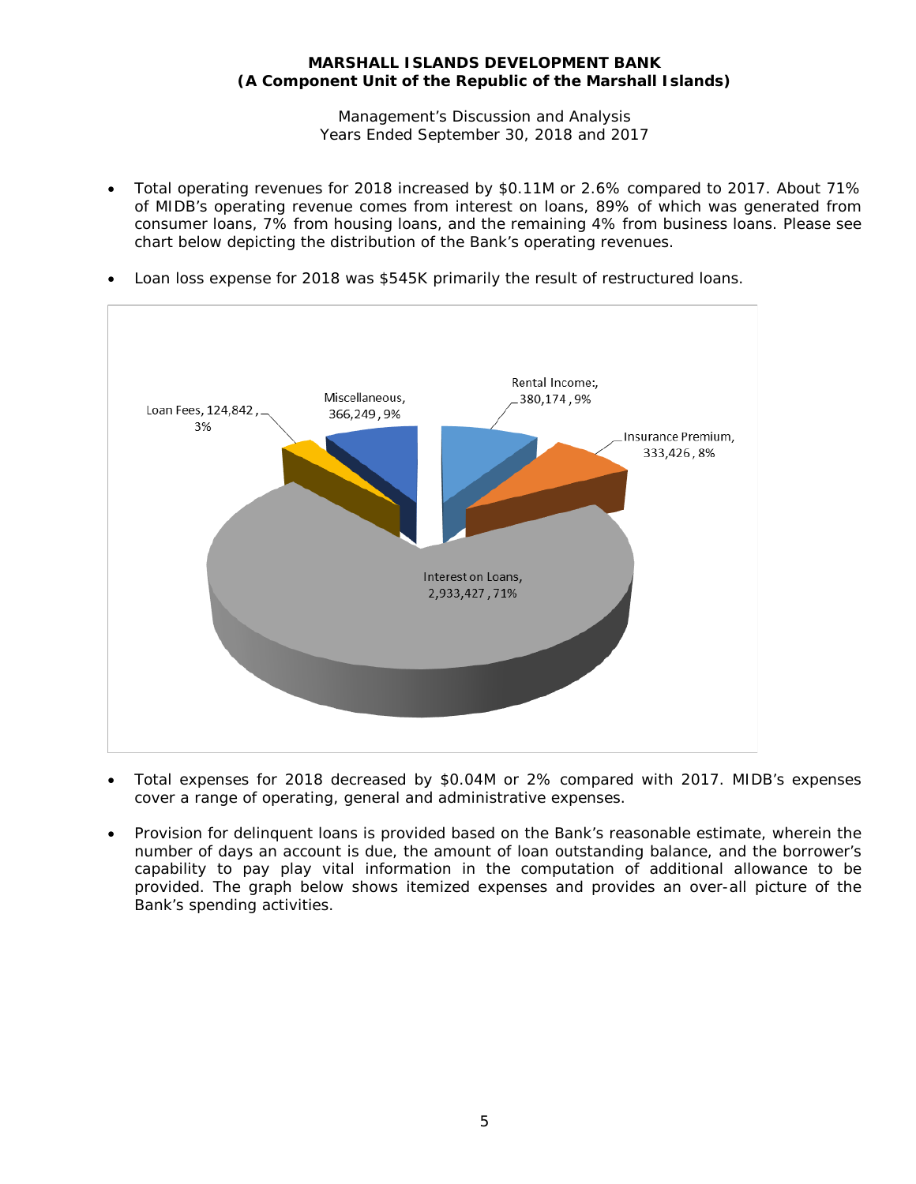- Total operating revenues for 2018 increased by $0.11M or 2.6% compared to 2017. About 71% of MIDB's operating revenue comes from interest on loans, 89% of which was generated from consumer loans, 7% from housing loans, and the remaining 4% from business loans. Please see chart below depicting the distribution of the Bank's operating revenues.

- Loan loss expense for 2018 was $545K primarily the result of restructured loans.

Rental Income:, 380,174 , 9%

Insurance Premium, 333,426 , 8%

Interest on Loans, 2,933,427 , 71%

Loan Fees, 124,842 , 3%

Miscellaneous, 366,249 , 9%

- Total expenses for 2018 decreased by $0.04M or 2% compared with 2017. MIDB's expenses cover a range of operating, general and administrative expenses.

- Provision for delinquent loans is provided based on the Bank's reasonable estimate, wherein the number of days an account is due, the amount of loan outstanding balance, and the borrower's capability to pay play vital information in the computation of additional allowance to be provided. The graph below shows itemized expenses and provides an over-all picture of the Bank's spending activities.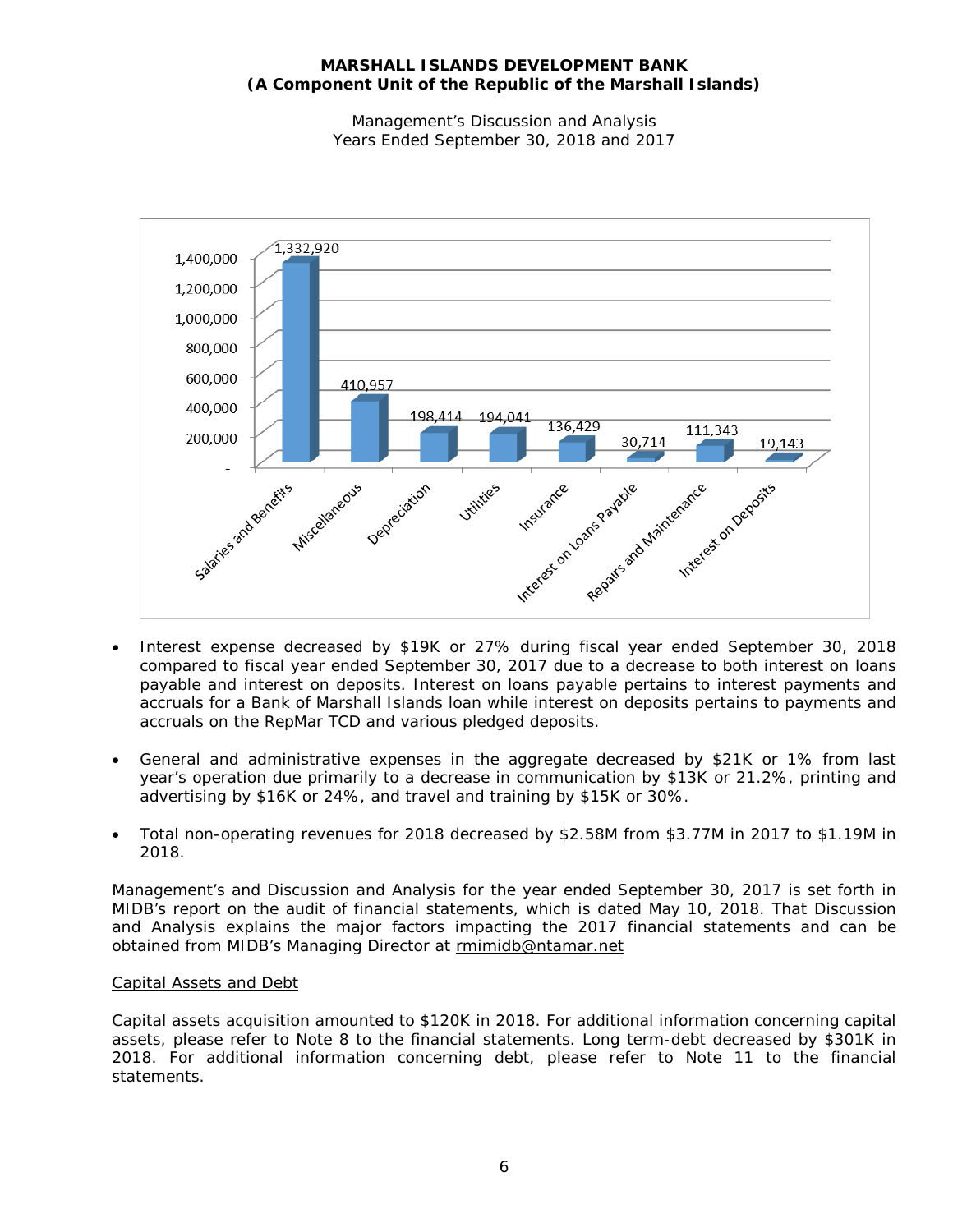| Category | Amount |
|---|---|
| Salaries and Benefits | 1,332,920 |
| Miscellaneous | 410,957 |
| Depreciation | 198,414 |
| Utilities | 194,041 |
| Insurance | 136,429 |
| Interest on Loans Payable | 30,714 |
| Repairs and Maintenance | 111,343 |
| Interest on Deposits | 19,143 |

- Interest expense decreased by $19K or 27% during fiscal year ended September 30, 2018 compared to fiscal year ended September 30, 2017 due to a decrease to both interest on loans payable and interest on deposits. Interest on loans payable pertains to interest payments and accruals for a Bank of Marshall Islands loan while interest on deposits pertains to payments and accruals on the RepMar TCD and various pledged deposits.

- General and administrative expenses in the aggregate decreased by $21K or 1% from last year's operation due primarily to a decrease in communication by $13K or 21.2%, printing and advertising by $16K or 24%, and travel and training by $15K or 30%.

- Total non-operating revenues for 2018 decreased by $2.58M from $3.77M in 2017 to $1.19M in 2018.

Management's and Discussion and Analysis for the year ended September 30, 2017 is set forth in MIDB's report on the audit of financial statements, which is dated May 10, 2018. That Discussion and Analysis explains the major factors impacting the 2017 financial statements and can be obtained from MIDB's Managing Director at rmimidb@ntamar.net

Capital Assets and Debt

Capital assets acquisition amounted to $120K in 2018. For additional information concerning capital assets, please refer to Note 8 to the financial statements. Long term-debt decreased by $301K in 2018. For additional information concerning debt, please refer to Note 11 to the financial statements.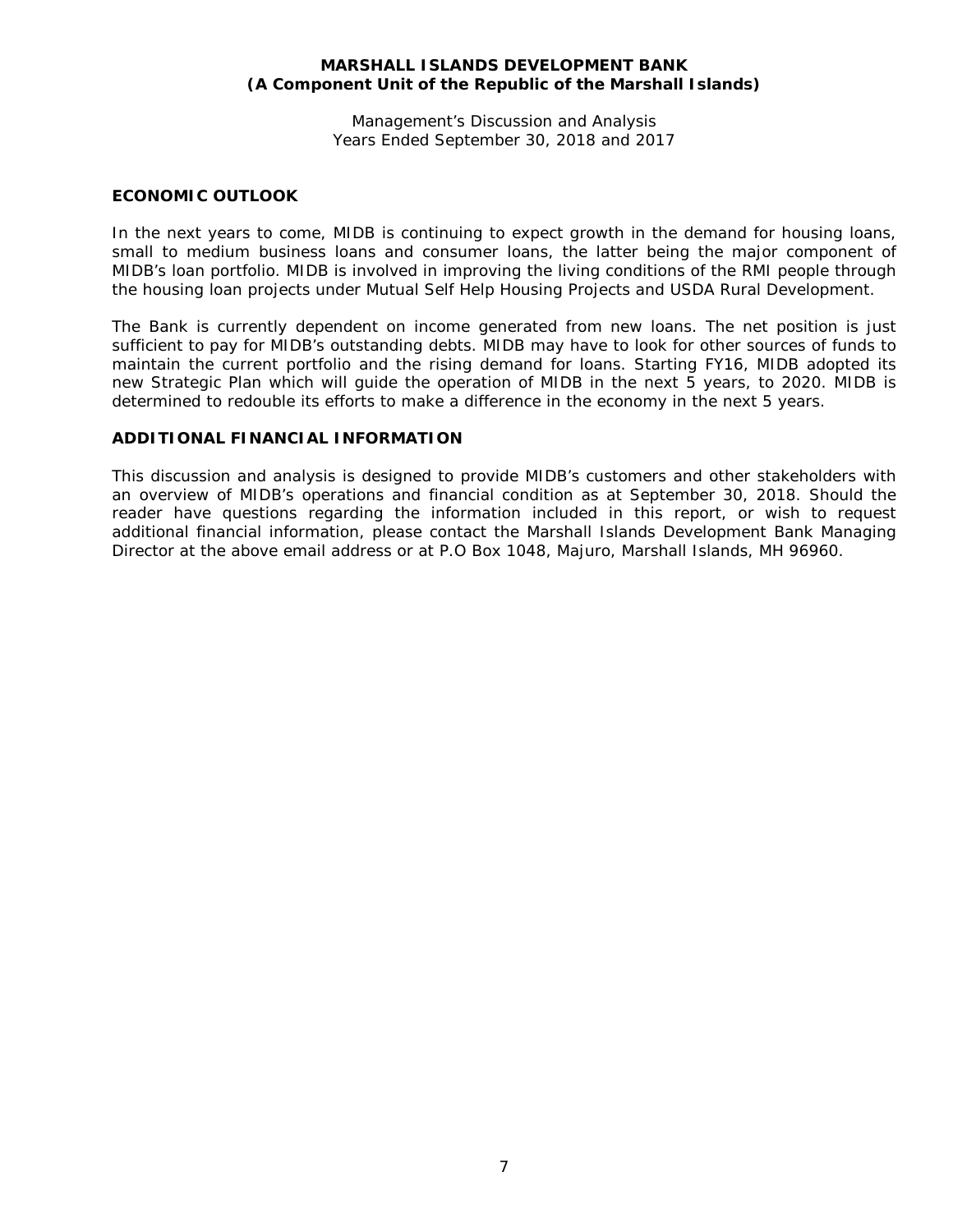## ECONOMIC OUTLOOK

In the next years to come, MIDB is continuing to expect growth in the demand for housing loans, small to medium business loans and consumer loans, the latter being the major component of MIDB's loan portfolio. MIDB is involved in improving the living conditions of the RMI people through the housing loan projects under Mutual Self Help Housing Projects and USDA Rural Development.

The Bank is currently dependent on income generated from new loans. The net position is just sufficient to pay for MIDB's outstanding debts. MIDB may have to look for other sources of funds to maintain the current portfolio and the rising demand for loans. Starting FY16, MIDB adopted its new Strategic Plan which will guide the operation of MIDB in the next 5 years, to 2020. MIDB is determined to redouble its efforts to make a difference in the economy in the next 5 years.

## ADDITIONAL FINANCIAL INFORMATION

This discussion and analysis is designed to provide MIDB's customers and other stakeholders with an overview of MIDB's operations and financial condition as at September 30, 2018. Should the reader have questions regarding the information included in this report, or wish to request additional financial information, please contact the Marshall Islands Development Bank Managing Director at the above email address or at P.O Box 1048, Majuro, Marshall Islands, MH 96960.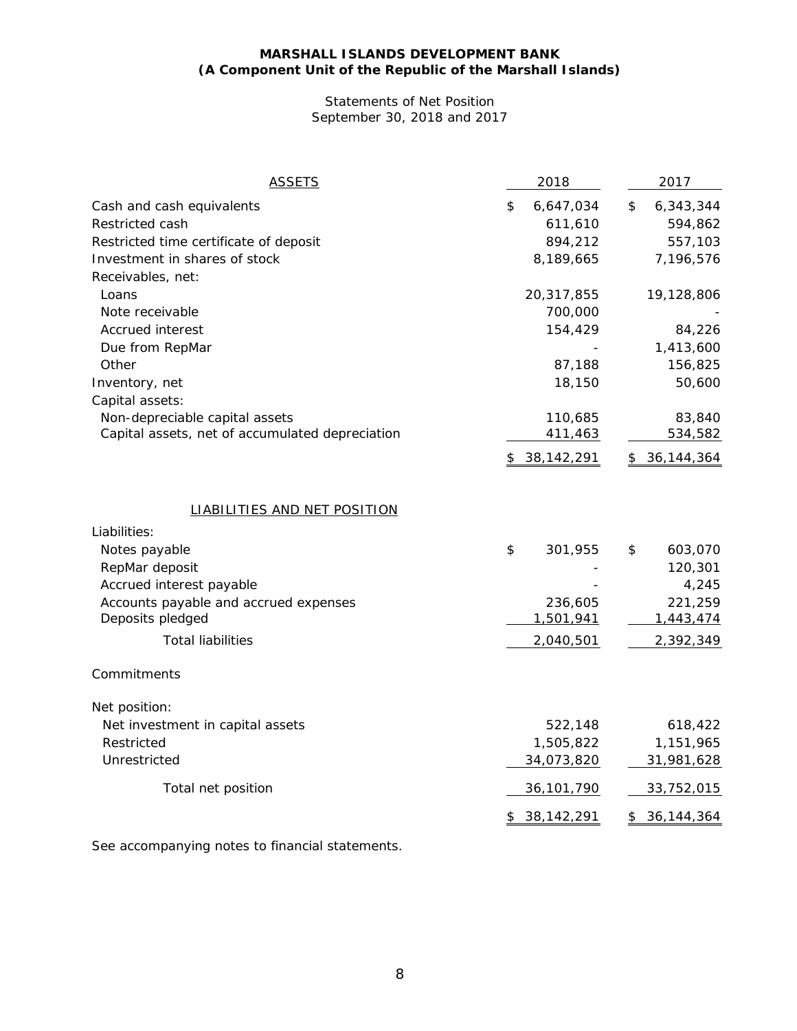# MARSHALL ISLANDS DEVELOPMENT BANK
## (A Component Unit of the Republic of the Marshall Islands)

Statements of Net Position
September 30, 2018 and 2017

| ASSETS | 2018 | 2017 |
|---|---|---|
| Cash and cash equivalents | $ 6,647,034 | $ 6,343,344 |
| Restricted cash | 611,610 | 594,862 |
| Restricted time certificate of deposit | 894,212 | 557,103 |
| Investment in shares of stock | 8,189,665 | 7,196,576 |
| Receivables, net: | | |
| Loans | 20,317,855 | 19,128,806 |
| Note receivable | 700,000 | - |
| Accrued interest | 154,429 | 84,226 |
| Due from RepMar | - | 1,413,600 |
| Other | 87,188 | 156,825 |
| Inventory, net | 18,150 | 50,600 |
| Capital assets: | | |
| Non-depreciable capital assets | 110,685 | 83,840 |
| Capital assets, net of accumulated depreciation | 411,463 | 534,582 |
| | $ 38,142,291 | $ 36,144,364 |

| LIABILITIES AND NET POSITION | 2018 | 2017 |
|---|---|---|
| Liabilities: | | |
| Notes payable | $ 301,955 | $ 603,070 |
| RepMar deposit | - | 120,301 |
| Accrued interest payable | - | 4,245 |
| Accounts payable and accrued expenses | 236,605 | 221,259 |
| Deposits pledged | 1,501,941 | 1,443,474 |
| Total liabilities | 2,040,501 | 2,392,349 |
| Commitments | | |
| Net position: | | |
| Net investment in capital assets | 522,148 | 618,422 |
| Restricted | 1,505,822 | 1,151,965 |
| Unrestricted | 34,073,820 | 31,981,628 |
| Total net position | 36,101,790 | 33,752,015 |
| | $ 38,142,291 | $ 36,144,364 |

See accompanying notes to financial statements.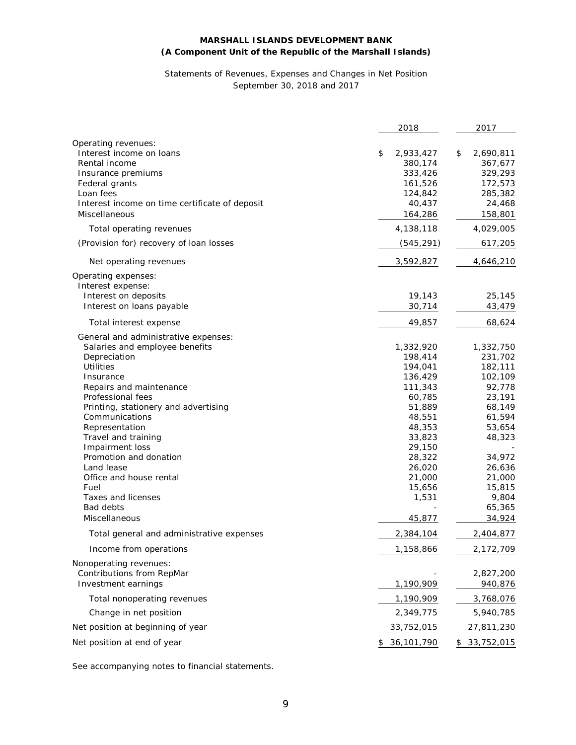**MARSHALL ISLANDS DEVELOPMENT BANK**
**(A Component Unit of the Republic of the Marshall Islands)**

Statements of Revenues, Expenses and Changes in Net Position
September 30, 2018 and 2017

| | 2018 | 2017 |
|---|---|---|
| Operating revenues: | | |
| Interest income on loans | $ 2,933,427 | $ 2,690,811 |
| Rental income | 380,174 | 367,677 |
| Insurance premiums | 333,426 | 329,293 |
| Federal grants | 161,526 | 172,573 |
| Loan fees | 124,842 | 285,382 |
| Interest income on time certificate of deposit | 40,437 | 24,468 |
| Miscellaneous | 164,286 | 158,801 |
| Total operating revenues | 4,138,118 | 4,029,005 |
| (Provision for) recovery of loan losses | (545,291) | 617,205 |
| Net operating revenues | 3,592,827 | 4,646,210 |
| Operating expenses: | | |
| Interest expense: | | |
| Interest on deposits | 19,143 | 25,145 |
| Interest on loans payable | 30,714 | 43,479 |
| Total interest expense | 49,857 | 68,624 |
| General and administrative expenses: | | |
| Salaries and employee benefits | 1,332,920 | 1,332,750 |
| Depreciation | 198,414 | 231,702 |
| Utilities | 194,041 | 182,111 |
| Insurance | 136,429 | 102,109 |
| Repairs and maintenance | 111,343 | 92,778 |
| Professional fees | 60,785 | 23,191 |
| Printing, stationery and advertising | 51,889 | 68,149 |
| Communications | 48,551 | 61,594 |
| Representation | 48,353 | 53,654 |
| Travel and training | 33,823 | 48,323 |
| Impairment loss | 29,150 | - |
| Promotion and donation | 28,322 | 34,972 |
| Land lease | 26,020 | 26,636 |
| Office and house rental | 21,000 | 21,000 |
| Fuel | 15,656 | 15,815 |
| Taxes and licenses | 1,531 | 9,804 |
| Bad debts | - | 65,365 |
| Miscellaneous | 45,877 | 34,924 |
| Total general and administrative expenses | 2,384,104 | 2,404,877 |
| Income from operations | 1,158,866 | 2,172,709 |
| Nonoperating revenues: | | |
| Contributions from RepMar | - | 2,827,200 |
| Investment earnings | 1,190,909 | 940,876 |
| Total nonoperating revenues | 1,190,909 | 3,768,076 |
| Change in net position | 2,349,775 | 5,940,785 |
| Net position at beginning of year | 33,752,015 | 27,811,230 |
| Net position at end of year | $ 36,101,790 | $ 33,752,015 |

See accompanying notes to financial statements.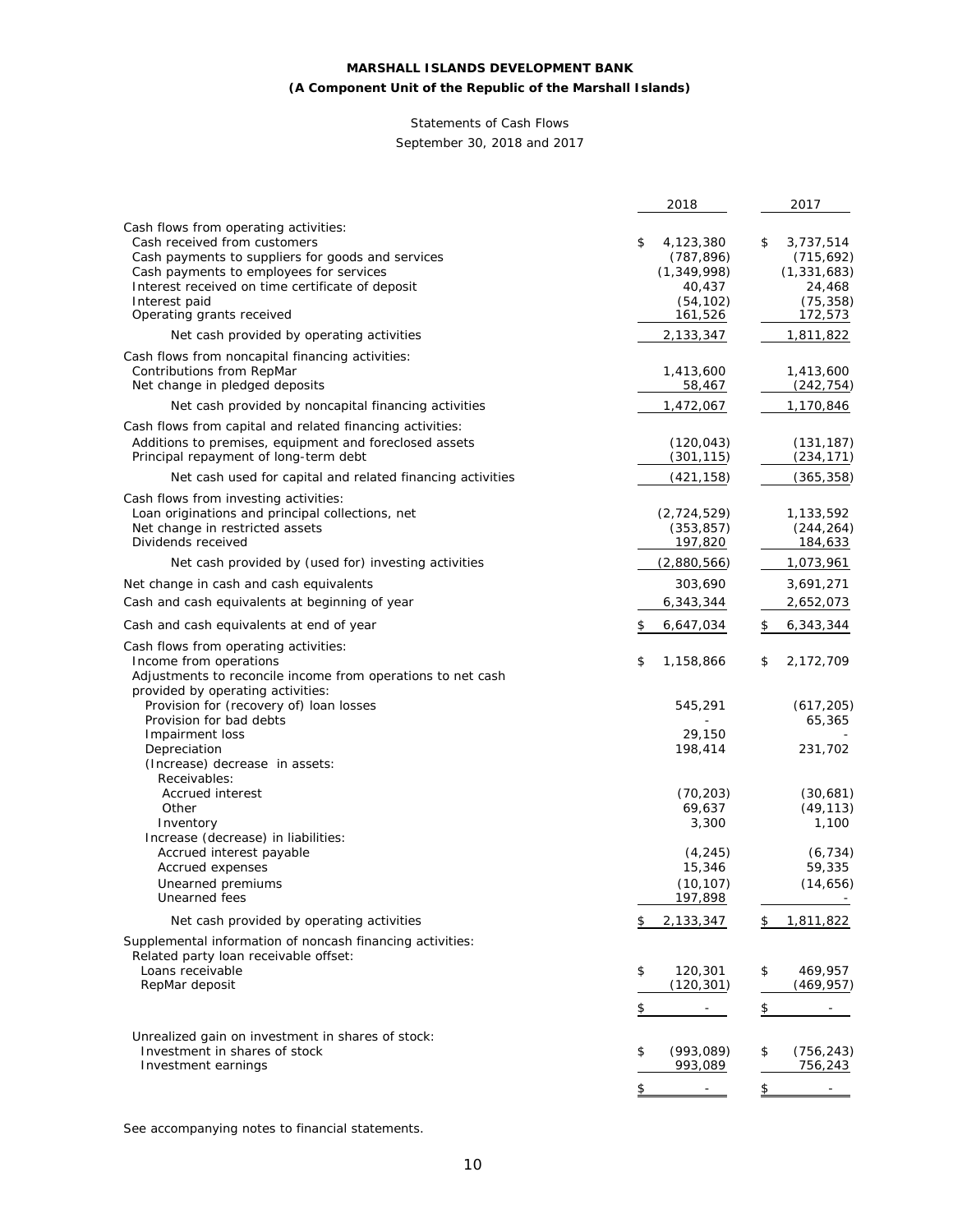**MARSHALL ISLANDS DEVELOPMENT BANK**
**(A Component Unit of the Republic of the Marshall Islands)**

Statements of Cash Flows
September 30, 2018 and 2017

| | 2018 | 2017 |
|---|---|---|
| Cash flows from operating activities: | | |
| Cash received from customers | $ 4,123,380 | $ 3,737,514 |
| Cash payments to suppliers for goods and services | (787,896) | (715,692) |
| Cash payments to employees for services | (1,349,998) | (1,331,683) |
| Interest received on time certificate of deposit | 40,437 | 24,468 |
| Interest paid | (54,102) | (75,358) |
| Operating grants received | 161,526 | 172,573 |
| Net cash provided by operating activities | 2,133,347 | 1,811,822 |
| Cash flows from noncapital financing activities: | | |
| Contributions from RepMar | 1,413,600 | 1,413,600 |
| Net change in pledged deposits | 58,467 | (242,754) |
| Net cash provided by noncapital financing activities | 1,472,067 | 1,170,846 |
| Cash flows from capital and related financing activities: | | |
| Additions to premises, equipment and foreclosed assets | (120,043) | (131,187) |
| Principal repayment of long-term debt | (301,115) | (234,171) |
| Net cash used for capital and related financing activities | (421,158) | (365,358) |
| Cash flows from investing activities: | | |
| Loan originations and principal collections, net | (2,724,529) | 1,133,592 |
| Net change in restricted assets | (353,857) | (244,264) |
| Dividends received | 197,820 | 184,633 |
| Net cash provided by (used for) investing activities | (2,880,566) | 1,073,961 |
| Net change in cash and cash equivalents | 303,690 | 3,691,271 |
| Cash and cash equivalents at beginning of year | 6,343,344 | 2,652,073 |
| Cash and cash equivalents at end of year | $ 6,647,034 | $ 6,343,344 |
| Cash flows from operating activities: | | |
| Income from operations | $ 1,158,866 | $ 2,172,709 |
| Adjustments to reconcile income from operations to net cash provided by operating activities: | | |
| Provision for (recovery of) loan losses | 545,291 | (617,205) |
| Provision for bad debts | - | 65,365 |
| Impairment loss | 29,150 | - |
| Depreciation | 198,414 | 231,702 |
| (Increase) decrease in assets: | | |
| Receivables: | | |
| Accrued interest | (70,203) | (30,681) |
| Other | 69,637 | (49,113) |
| Inventory | 3,300 | 1,100 |
| Increase (decrease) in liabilities: | | |
| Accrued interest payable | (4,245) | (6,734) |
| Accrued expenses | 15,346 | 59,335 |
| Unearned premiums | (10,107) | (14,656) |
| Unearned fees | 197,898 | - |
| Net cash provided by operating activities | $ 2,133,347 | $ 1,811,822 |
| Supplemental information of noncash financing activities: | | |
| Related party loan receivable offset: | | |
| Loans receivable | $ 120,301 | $ 469,957 |
| RepMar deposit | (120,301) | (469,957) |
| | $ - | $ - |
| Unrealized gain on investment in shares of stock: | | |
| Investment in shares of stock | $ (993,089) | $ (756,243) |
| Investment earnings | 993,089 | 756,243 |
| | $ - | $ - |

See accompanying notes to financial statements.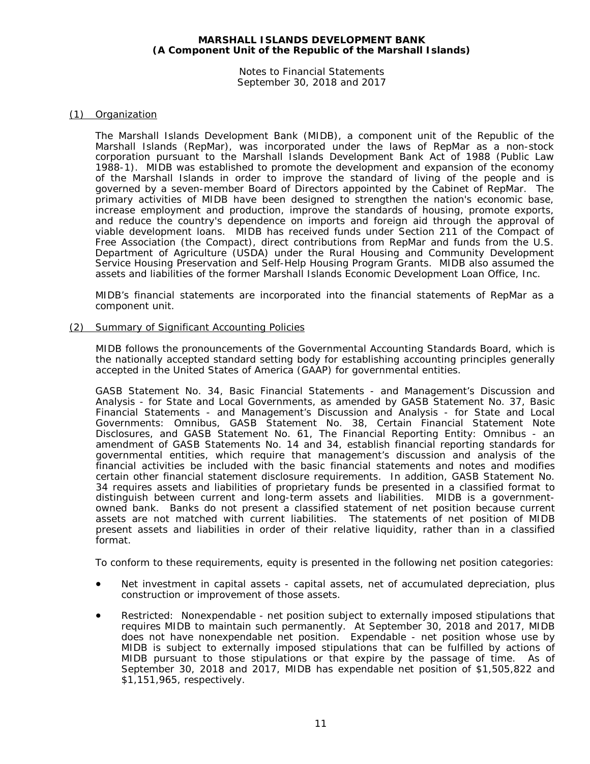**MARSHALL ISLANDS DEVELOPMENT BANK**
**(A Component Unit of the Republic of the Marshall Islands)**

Notes to Financial Statements
September 30, 2018 and 2017

## (1) Organization

The Marshall Islands Development Bank (MIDB), a component unit of the Republic of the Marshall Islands (RepMar), was incorporated under the laws of RepMar as a non-stock corporation pursuant to the Marshall Islands Development Bank Act of 1988 (Public Law 1988-1). MIDB was established to promote the development and expansion of the economy of the Marshall Islands in order to improve the standard of living of the people and is governed by a seven-member Board of Directors appointed by the Cabinet of RepMar. The primary activities of MIDB have been designed to strengthen the nation's economic base, increase employment and production, improve the standards of housing, promote exports, and reduce the country's dependence on imports and foreign aid through the approval of viable development loans. MIDB has received funds under Section 211 of the Compact of Free Association (the Compact), direct contributions from RepMar and funds from the U.S. Department of Agriculture (USDA) under the Rural Housing and Community Development Service Housing Preservation and Self-Help Housing Program Grants. MIDB also assumed the assets and liabilities of the former Marshall Islands Economic Development Loan Office, Inc.

MIDB's financial statements are incorporated into the financial statements of RepMar as a component unit.

## (2) Summary of Significant Accounting Policies

MIDB follows the pronouncements of the Governmental Accounting Standards Board, which is the nationally accepted standard setting body for establishing accounting principles generally accepted in the United States of America (GAAP) for governmental entities.

GASB Statement No. 34, Basic Financial Statements - and Management's Discussion and Analysis - for State and Local Governments, as amended by GASB Statement No. 37, Basic Financial Statements - and Management's Discussion and Analysis - for State and Local Governments: Omnibus, GASB Statement No. 38, Certain Financial Statement Note Disclosures, and GASB Statement No. 61, The Financial Reporting Entity: Omnibus - an amendment of GASB Statements No. 14 and 34, establish financial reporting standards for governmental entities, which require that management's discussion and analysis of the financial activities be included with the basic financial statements and notes and modifies certain other financial statement disclosure requirements. In addition, GASB Statement No. 34 requires assets and liabilities of proprietary funds be presented in a classified format to distinguish between current and long-term assets and liabilities. MIDB is a government-owned bank. Banks do not present a classified statement of net position because current assets are not matched with current liabilities. The statements of net position of MIDB present assets and liabilities in order of their relative liquidity, rather than in a classified format.

To conform to these requirements, equity is presented in the following net position categories:

- Net investment in capital assets - capital assets, net of accumulated depreciation, plus construction or improvement of those assets.
- Restricted: Nonexpendable - net position subject to externally imposed stipulations that requires MIDB to maintain such permanently. At September 30, 2018 and 2017, MIDB does not have nonexpendable net position. Expendable - net position whose use by MIDB is subject to externally imposed stipulations that can be fulfilled by actions of MIDB pursuant to those stipulations or that expire by the passage of time. As of September 30, 2018 and 2017, MIDB has expendable net position of $1,505,822 and $1,151,965, respectively.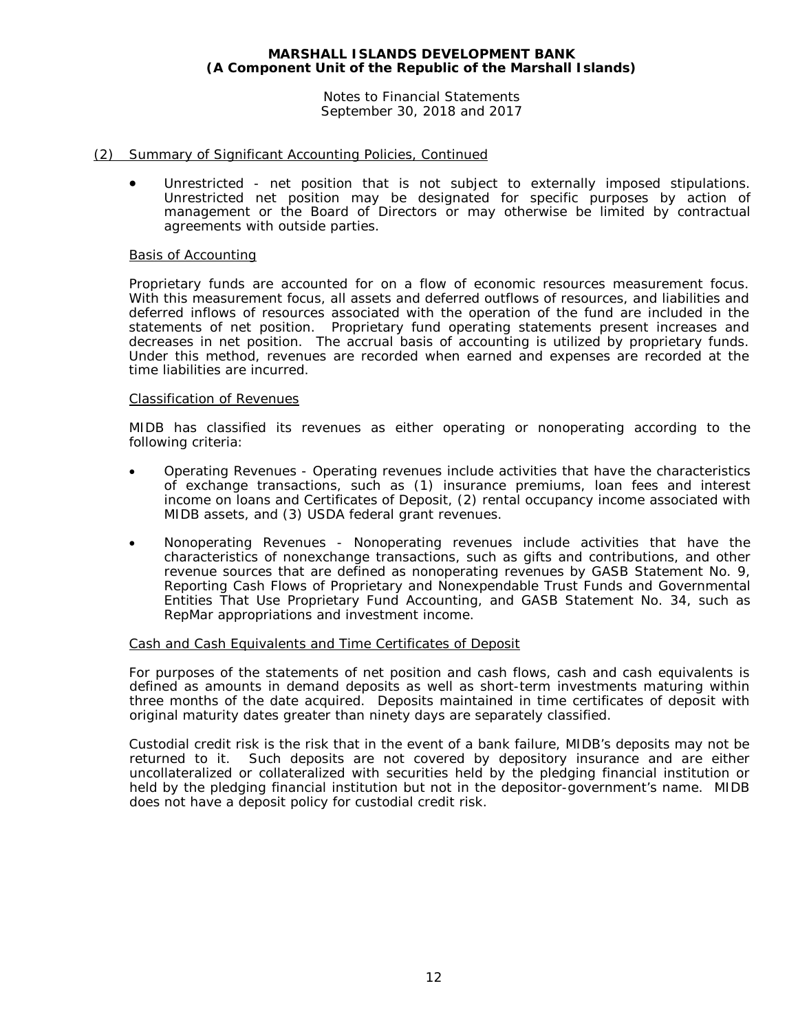## (2) Summary of Significant Accounting Policies, Continued

- Unrestricted - net position that is not subject to externally imposed stipulations. Unrestricted net position may be designated for specific purposes by action of management or the Board of Directors or may otherwise be limited by contractual agreements with outside parties.

### Basis of Accounting

Proprietary funds are accounted for on a flow of economic resources measurement focus. With this measurement focus, all assets and deferred outflows of resources, and liabilities and deferred inflows of resources associated with the operation of the fund are included in the statements of net position. Proprietary fund operating statements present increases and decreases in net position. The accrual basis of accounting is utilized by proprietary funds. Under this method, revenues are recorded when earned and expenses are recorded at the time liabilities are incurred.

### Classification of Revenues

MIDB has classified its revenues as either operating or nonoperating according to the following criteria:

- Operating Revenues - Operating revenues include activities that have the characteristics of exchange transactions, such as (1) insurance premiums, loan fees and interest income on loans and Certificates of Deposit, (2) rental occupancy income associated with MIDB assets, and (3) USDA federal grant revenues.
- Nonoperating Revenues - Nonoperating revenues include activities that have the characteristics of nonexchange transactions, such as gifts and contributions, and other revenue sources that are defined as nonoperating revenues by GASB Statement No. 9, Reporting Cash Flows of Proprietary and Nonexpendable Trust Funds and Governmental Entities That Use Proprietary Fund Accounting, and GASB Statement No. 34, such as RepMar appropriations and investment income.

### Cash and Cash Equivalents and Time Certificates of Deposit

For purposes of the statements of net position and cash flows, cash and cash equivalents is defined as amounts in demand deposits as well as short-term investments maturing within three months of the date acquired. Deposits maintained in time certificates of deposit with original maturity dates greater than ninety days are separately classified.

Custodial credit risk is the risk that in the event of a bank failure, MIDB's deposits may not be returned to it. Such deposits are not covered by depository insurance and are either uncollateralized or collateralized with securities held by the pledging financial institution or held by the pledging financial institution but not in the depositor-government's name. MIDB does not have a deposit policy for custodial credit risk.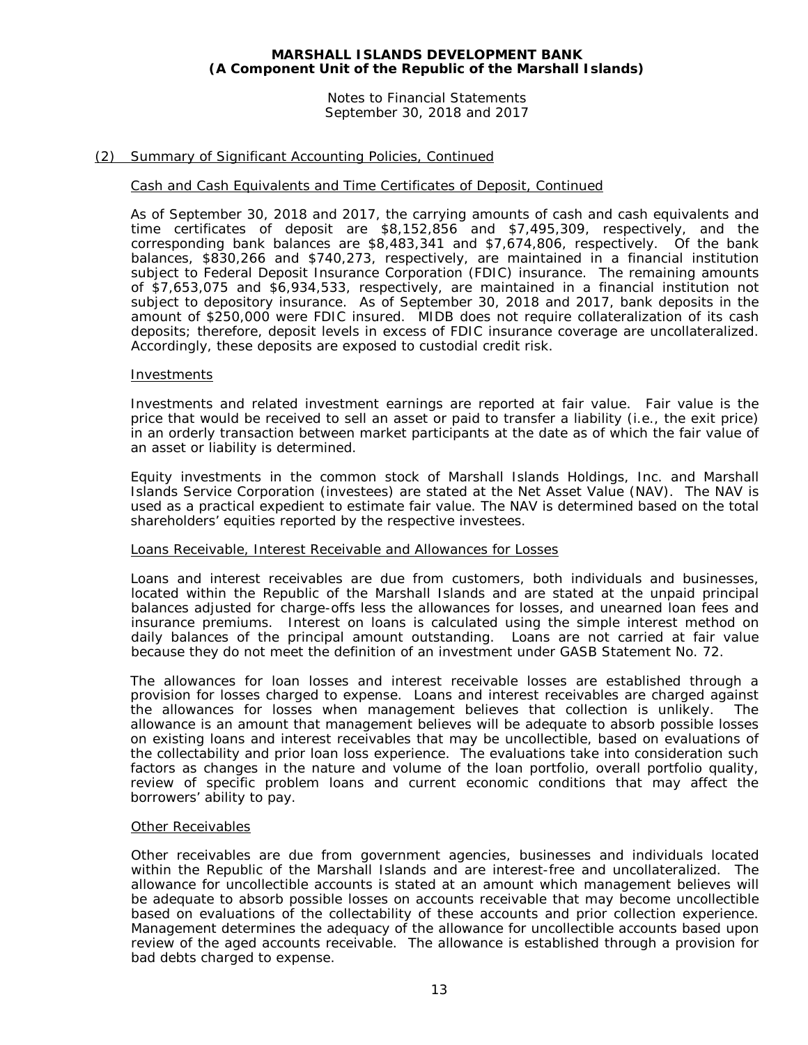## (2) Summary of Significant Accounting Policies, Continued

### Cash and Cash Equivalents and Time Certificates of Deposit, Continued

As of September 30, 2018 and 2017, the carrying amounts of cash and cash equivalents and time certificates of deposit are $8,152,856 and $7,495,309, respectively, and the corresponding bank balances are $8,483,341 and $7,674,806, respectively. Of the bank balances, $830,266 and $740,273, respectively, are maintained in a financial institution subject to Federal Deposit Insurance Corporation (FDIC) insurance. The remaining amounts of $7,653,075 and $6,934,533, respectively, are maintained in a financial institution not subject to depository insurance. As of September 30, 2018 and 2017, bank deposits in the amount of $250,000 were FDIC insured. MIDB does not require collateralization of its cash deposits; therefore, deposit levels in excess of FDIC insurance coverage are uncollateralized. Accordingly, these deposits are exposed to custodial credit risk.

### Investments

Investments and related investment earnings are reported at fair value. Fair value is the price that would be received to sell an asset or paid to transfer a liability (i.e., the exit price) in an orderly transaction between market participants at the date as of which the fair value of an asset or liability is determined.

Equity investments in the common stock of Marshall Islands Holdings, Inc. and Marshall Islands Service Corporation (investees) are stated at the Net Asset Value (NAV). The NAV is used as a practical expedient to estimate fair value. The NAV is determined based on the total shareholders' equities reported by the respective investees.

### Loans Receivable, Interest Receivable and Allowances for Losses

Loans and interest receivables are due from customers, both individuals and businesses, located within the Republic of the Marshall Islands and are stated at the unpaid principal balances adjusted for charge-offs less the allowances for losses, and unearned loan fees and insurance premiums. Interest on loans is calculated using the simple interest method on daily balances of the principal amount outstanding. Loans are not carried at fair value because they do not meet the definition of an investment under GASB Statement No. 72.

The allowances for loan losses and interest receivable losses are established through a provision for losses charged to expense. Loans and interest receivables are charged against the allowances for losses when management believes that collection is unlikely. The allowance is an amount that management believes will be adequate to absorb possible losses on existing loans and interest receivables that may be uncollectible, based on evaluations of the collectability and prior loan loss experience. The evaluations take into consideration such factors as changes in the nature and volume of the loan portfolio, overall portfolio quality, review of specific problem loans and current economic conditions that may affect the borrowers' ability to pay.

### Other Receivables

Other receivables are due from government agencies, businesses and individuals located within the Republic of the Marshall Islands and are interest-free and uncollateralized. The allowance for uncollectible accounts is stated at an amount which management believes will be adequate to absorb possible losses on accounts receivable that may become uncollectible based on evaluations of the collectability of these accounts and prior collection experience. Management determines the adequacy of the allowance for uncollectible accounts based upon review of the aged accounts receivable. The allowance is established through a provision for bad debts charged to expense.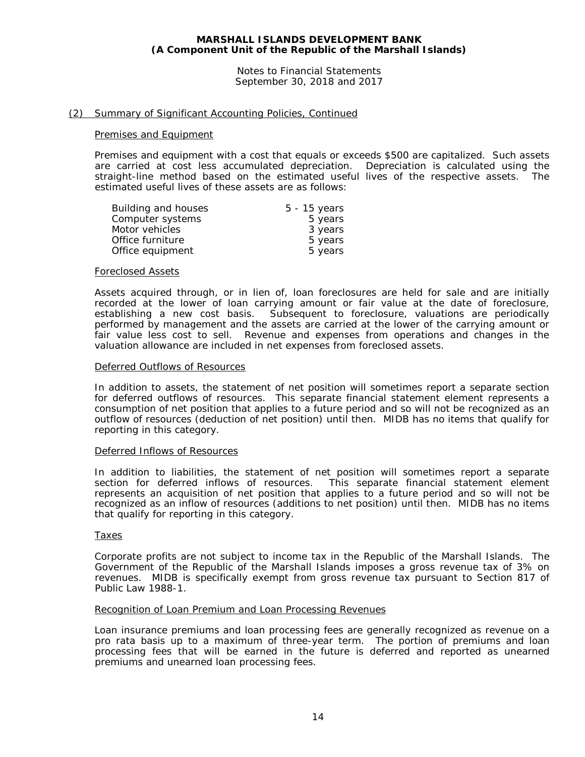## (2) Summary of Significant Accounting Policies, Continued

### Premises and Equipment

Premises and equipment with a cost that equals or exceeds $500 are capitalized. Such assets are carried at cost less accumulated depreciation. Depreciation is calculated using the straight-line method based on the estimated useful lives of the respective assets. The estimated useful lives of these assets are as follows:

| | |
|---|---|
| Building and houses | 5 - 15 years |
| Computer systems | 5 years |
| Motor vehicles | 3 years |
| Office furniture | 5 years |
| Office equipment | 5 years |

### Foreclosed Assets

Assets acquired through, or in lien of, loan foreclosures are held for sale and are initially recorded at the lower of loan carrying amount or fair value at the date of foreclosure, establishing a new cost basis. Subsequent to foreclosure, valuations are periodically performed by management and the assets are carried at the lower of the carrying amount or fair value less cost to sell. Revenue and expenses from operations and changes in the valuation allowance are included in net expenses from foreclosed assets.

### Deferred Outflows of Resources

In addition to assets, the statement of net position will sometimes report a separate section for deferred outflows of resources. This separate financial statement element represents a consumption of net position that applies to a future period and so will not be recognized as an outflow of resources (deduction of net position) until then. MIDB has no items that qualify for reporting in this category.

### Deferred Inflows of Resources

In addition to liabilities, the statement of net position will sometimes report a separate section for deferred inflows of resources. This separate financial statement element represents an acquisition of net position that applies to a future period and so will not be recognized as an inflow of resources (additions to net position) until then. MIDB has no items that qualify for reporting in this category.

### Taxes

Corporate profits are not subject to income tax in the Republic of the Marshall Islands. The Government of the Republic of the Marshall Islands imposes a gross revenue tax of 3% on revenues. MIDB is specifically exempt from gross revenue tax pursuant to Section 817 of Public Law 1988-1.

### Recognition of Loan Premium and Loan Processing Revenues

Loan insurance premiums and loan processing fees are generally recognized as revenue on a pro rata basis up to a maximum of three-year term. The portion of premiums and loan processing fees that will be earned in the future is deferred and reported as unearned premiums and unearned loan processing fees.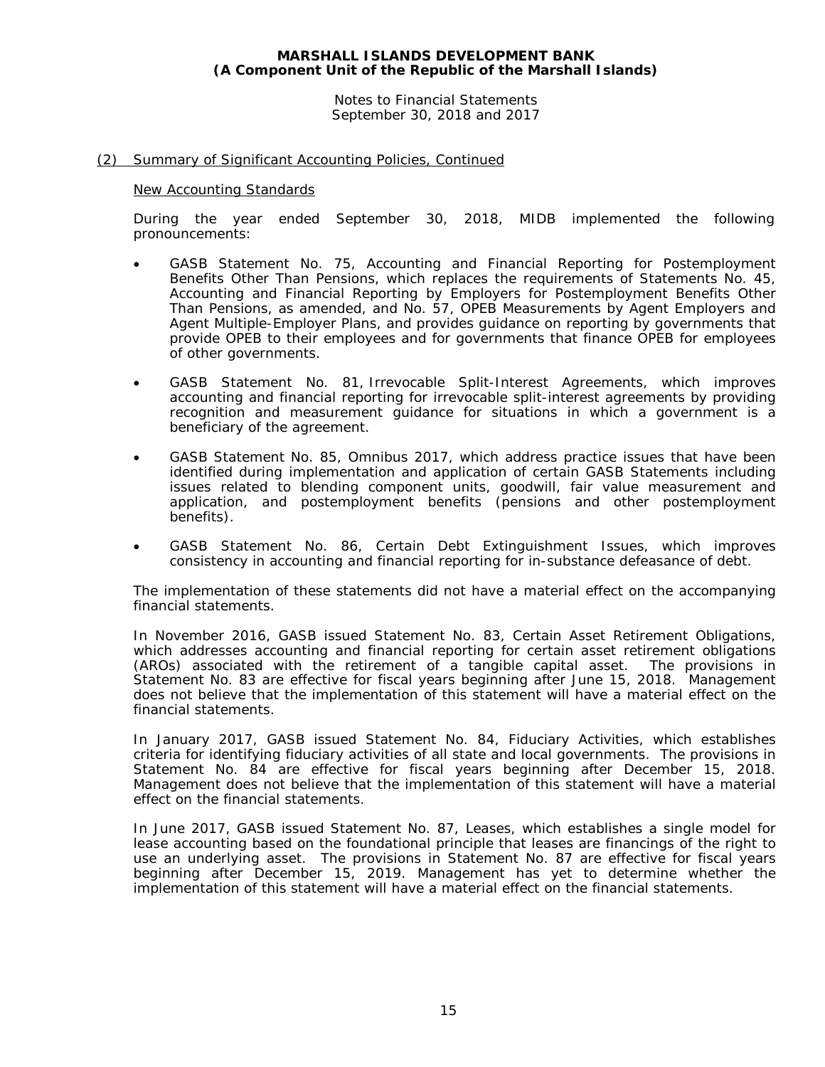## (2) Summary of Significant Accounting Policies, Continued

### New Accounting Standards

During the year ended September 30, 2018, MIDB implemented the following pronouncements:

- GASB Statement No. 75, Accounting and Financial Reporting for Postemployment Benefits Other Than Pensions, which replaces the requirements of Statements No. 45, Accounting and Financial Reporting by Employers for Postemployment Benefits Other Than Pensions, as amended, and No. 57, OPEB Measurements by Agent Employers and Agent Multiple-Employer Plans, and provides guidance on reporting by governments that provide OPEB to their employees and for governments that finance OPEB for employees of other governments.

- GASB Statement No. 81, Irrevocable Split-Interest Agreements, which improves accounting and financial reporting for irrevocable split-interest agreements by providing recognition and measurement guidance for situations in which a government is a beneficiary of the agreement.

- GASB Statement No. 85, Omnibus 2017, which address practice issues that have been identified during implementation and application of certain GASB Statements including issues related to blending component units, goodwill, fair value measurement and application, and postemployment benefits (pensions and other postemployment benefits).

- GASB Statement No. 86, Certain Debt Extinguishment Issues, which improves consistency in accounting and financial reporting for in-substance defeasance of debt.

The implementation of these statements did not have a material effect on the accompanying financial statements.

In November 2016, GASB issued Statement No. 83, Certain Asset Retirement Obligations, which addresses accounting and financial reporting for certain asset retirement obligations (AROs) associated with the retirement of a tangible capital asset. The provisions in Statement No. 83 are effective for fiscal years beginning after June 15, 2018. Management does not believe that the implementation of this statement will have a material effect on the financial statements.

In January 2017, GASB issued Statement No. 84, Fiduciary Activities, which establishes criteria for identifying fiduciary activities of all state and local governments. The provisions in Statement No. 84 are effective for fiscal years beginning after December 15, 2018. Management does not believe that the implementation of this statement will have a material effect on the financial statements.

In June 2017, GASB issued Statement No. 87, Leases, which establishes a single model for lease accounting based on the foundational principle that leases are financings of the right to use an underlying asset. The provisions in Statement No. 87 are effective for fiscal years beginning after December 15, 2019. Management has yet to determine whether the implementation of this statement will have a material effect on the financial statements.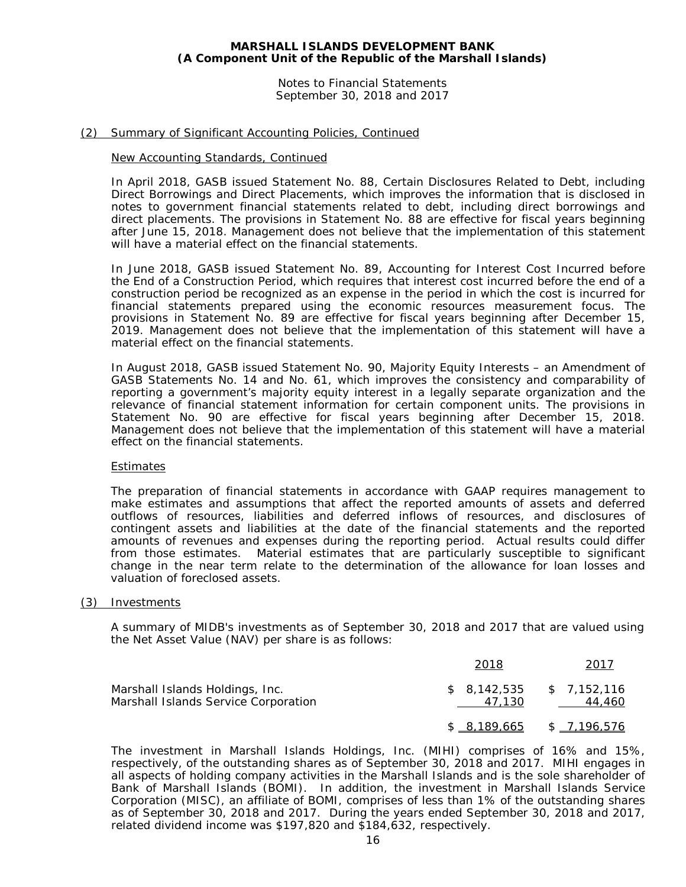## (2) Summary of Significant Accounting Policies, Continued

### New Accounting Standards, Continued

In April 2018, GASB issued Statement No. 88, Certain Disclosures Related to Debt, including Direct Borrowings and Direct Placements, which improves the information that is disclosed in notes to government financial statements related to debt, including direct borrowings and direct placements. The provisions in Statement No. 88 are effective for fiscal years beginning after June 15, 2018. Management does not believe that the implementation of this statement will have a material effect on the financial statements.

In June 2018, GASB issued Statement No. 89, Accounting for Interest Cost Incurred before the End of a Construction Period, which requires that interest cost incurred before the end of a construction period be recognized as an expense in the period in which the cost is incurred for financial statements prepared using the economic resources measurement focus. The provisions in Statement No. 89 are effective for fiscal years beginning after December 15, 2019. Management does not believe that the implementation of this statement will have a material effect on the financial statements.

In August 2018, GASB issued Statement No. 90, Majority Equity Interests – an Amendment of GASB Statements No. 14 and No. 61, which improves the consistency and comparability of reporting a government's majority equity interest in a legally separate organization and the relevance of financial statement information for certain component units. The provisions in Statement No. 90 are effective for fiscal years beginning after December 15, 2018. Management does not believe that the implementation of this statement will have a material effect on the financial statements.

### Estimates

The preparation of financial statements in accordance with GAAP requires management to make estimates and assumptions that affect the reported amounts of assets and deferred outflows of resources, liabilities and deferred inflows of resources, and disclosures of contingent assets and liabilities at the date of the financial statements and the reported amounts of revenues and expenses during the reporting period. Actual results could differ from those estimates. Material estimates that are particularly susceptible to significant change in the near term relate to the determination of the allowance for loan losses and valuation of foreclosed assets.

## (3) Investments

A summary of MIDB's investments as of September 30, 2018 and 2017 that are valued using the Net Asset Value (NAV) per share is as follows:

| | 2018 | 2017 |
|---|---|---|
| Marshall Islands Holdings, Inc. | $ 8,142,535 | $ 7,152,116 |
| Marshall Islands Service Corporation | 47,130 | 44,460 |
| | $ 8,189,665 | $ 7,196,576 |

The investment in Marshall Islands Holdings, Inc. (MIHI) comprises of 16% and 15%, respectively, of the outstanding shares as of September 30, 2018 and 2017. MIHI engages in all aspects of holding company activities in the Marshall Islands and is the sole shareholder of Bank of Marshall Islands (BOMI). In addition, the investment in Marshall Islands Service Corporation (MISC), an affiliate of BOMI, comprises of less than 1% of the outstanding shares as of September 30, 2018 and 2017. During the years ended September 30, 2018 and 2017, related dividend income was $197,820 and $184,632, respectively.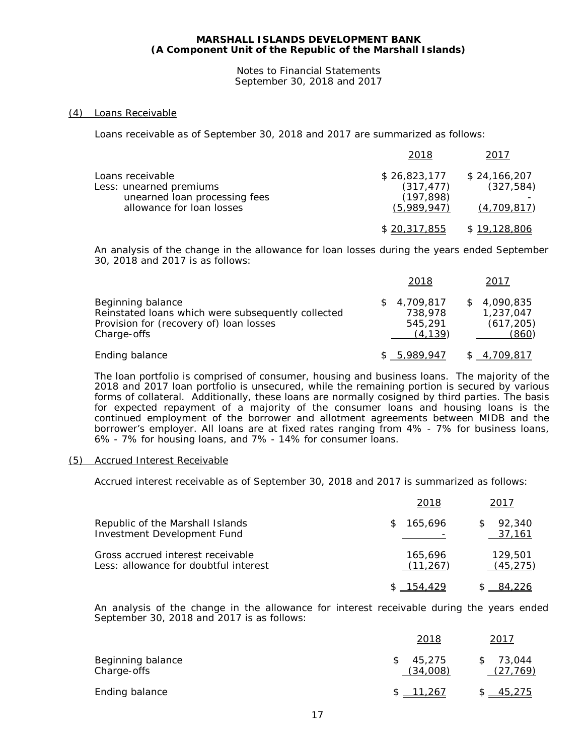**MARSHALL ISLANDS DEVELOPMENT BANK**
**(A Component Unit of the Republic of the Marshall Islands)**

Notes to Financial Statements
September 30, 2018 and 2017

## (4) Loans Receivable

Loans receivable as of September 30, 2018 and 2017 are summarized as follows:

| | 2018 | 2017 |
|---|---|---|
| Loans receivable | $ 26,823,177 | $ 24,166,207 |
| Less: unearned premiums | (317,477) | (327,584) |
| unearned loan processing fees | (197,898) | - |
| allowance for loan losses | (5,989,947) | (4,709,817) |
| | $ 20,317,855 | $ 19,128,806 |

An analysis of the change in the allowance for loan losses during the years ended September 30, 2018 and 2017 is as follows:

| | 2018 | 2017 |
|---|---|---|
| Beginning balance | $ 4,709,817 | $ 4,090,835 |
| Reinstated loans which were subsequently collected | 738,978 | 1,237,047 |
| Provision for (recovery of) loan losses | 545,291 | (617,205) |
| Charge-offs | (4,139) | (860) |
| Ending balance | $ 5,989,947 | $ 4,709,817 |

The loan portfolio is comprised of consumer, housing and business loans. The majority of the 2018 and 2017 loan portfolio is unsecured, while the remaining portion is secured by various forms of collateral. Additionally, these loans are normally cosigned by third parties. The basis for expected repayment of a majority of the consumer loans and housing loans is the continued employment of the borrower and allotment agreements between MIDB and the borrower's employer. All loans are at fixed rates ranging from 4% - 7% for business loans, 6% - 7% for housing loans, and 7% - 14% for consumer loans.

## (5) Accrued Interest Receivable

Accrued interest receivable as of September 30, 2018 and 2017 is summarized as follows:

| | 2018 | 2017 |
|---|---|---|
| Republic of the Marshall Islands | $ 165,696 | $ 92,340 |
| Investment Development Fund | - | 37,161 |
| Gross accrued interest receivable | 165,696 | 129,501 |
| Less: allowance for doubtful interest | (11,267) | (45,275) |
| | $ 154,429 | $ 84,226 |

An analysis of the change in the allowance for interest receivable during the years ended September 30, 2018 and 2017 is as follows:

| | 2018 | 2017 |
|---|---|---|
| Beginning balance | $ 45,275 | $ 73,044 |
| Charge-offs | (34,008) | (27,769) |
| Ending balance | $ 11,267 | $ 45,275 |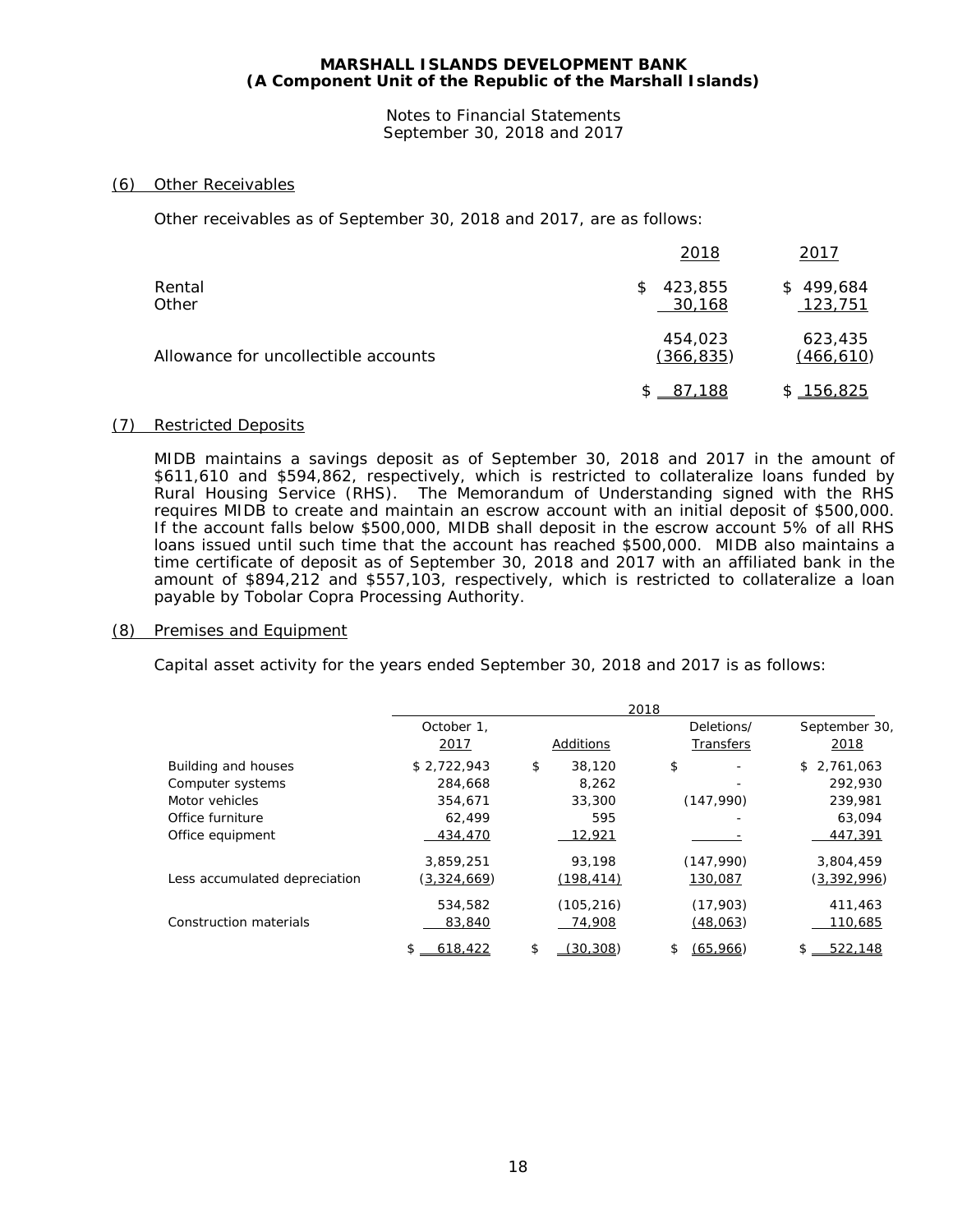**MARSHALL ISLANDS DEVELOPMENT BANK**
**(A Component Unit of the Republic of the Marshall Islands)**

Notes to Financial Statements
September 30, 2018 and 2017

## (6) Other Receivables

Other receivables as of September 30, 2018 and 2017, are as follows:

| | 2018 | 2017 |
|---|---|---|
| Rental | $ 423,855 | $ 499,684 |
| Other | 30,168 | 123,751 |
| | 454,023 | 623,435 |
| Allowance for uncollectible accounts | (366,835) | (466,610) |
| | $ 87,188 | $ 156,825 |

## (7) Restricted Deposits

MIDB maintains a savings deposit as of September 30, 2018 and 2017 in the amount of $611,610 and $594,862, respectively, which is restricted to collateralize loans funded by Rural Housing Service (RHS). The Memorandum of Understanding signed with the RHS requires MIDB to create and maintain an escrow account with an initial deposit of $500,000. If the account falls below $500,000, MIDB shall deposit in the escrow account 5% of all RHS loans issued until such time that the account has reached $500,000. MIDB also maintains a time certificate of deposit as of September 30, 2018 and 2017 with an affiliated bank in the amount of $894,212 and $557,103, respectively, which is restricted to collateralize a loan payable by Tobolar Copra Processing Authority.

## (8) Premises and Equipment

Capital asset activity for the years ended September 30, 2018 and 2017 is as follows:

| | 2018 | | | |
|---|---|---|---|---|
| | October 1, 2017 | Additions | Deletions/ Transfers | September 30, 2018 |
| Building and houses | $ 2,722,943 | $ 38,120 | $ - | $ 2,761,063 |
| Computer systems | 284,668 | 8,262 | - | 292,930 |
| Motor vehicles | 354,671 | 33,300 | (147,990) | 239,981 |
| Office furniture | 62,499 | 595 | - | 63,094 |
| Office equipment | 434,470 | 12,921 | - | 447,391 |
| | 3,859,251 | 93,198 | (147,990) | 3,804,459 |
| Less accumulated depreciation | (3,324,669) | (198,414) | 130,087 | (3,392,996) |
| | 534,582 | (105,216) | (17,903) | 411,463 |
| Construction materials | 83,840 | 74,908 | (48,063) | 110,685 |
| | $ 618,422 | $ (30,308) | $ (65,966) | $ 522,148 |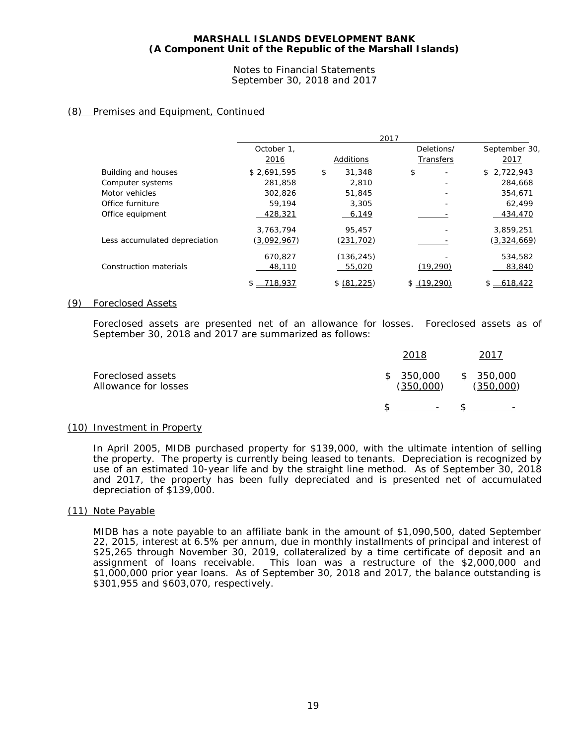**MARSHALL ISLANDS DEVELOPMENT BANK**
**(A Component Unit of the Republic of the Marshall Islands)**

Notes to Financial Statements
September 30, 2018 and 2017

## (8) Premises and Equipment, Continued

| | 2017 | | | |
|---|---|---|---|---|
| | October 1, 2016 | Additions | Deletions/ Transfers | September 30, 2017 |
| Building and houses | $ 2,691,595 | $ 31,348 | $ - | $ 2,722,943 |
| Computer systems | 281,858 | 2,810 | - | 284,668 |
| Motor vehicles | 302,826 | 51,845 | - | 354,671 |
| Office furniture | 59,194 | 3,305 | - | 62,499 |
| Office equipment | 428,321 | 6,149 | - | 434,470 |
| | 3,763,794 | 95,457 | - | 3,859,251 |
| Less accumulated depreciation | (3,092,967) | (231,702) | - | (3,324,669) |
| | 670,827 | (136,245) | - | 534,582 |
| Construction materials | 48,110 | 55,020 | (19,290) | 83,840 |
| | $ 718,937 | $ (81,225) | $ (19,290) | $ 618,422 |

## (9) Foreclosed Assets

Foreclosed assets are presented net of an allowance for losses. Foreclosed assets as of September 30, 2018 and 2017 are summarized as follows:

| | 2018 | 2017 |
|---|---|---|
| Foreclosed assets | $ 350,000 | $ 350,000 |
| Allowance for losses | (350,000) | (350,000) |
| | $ - | $ - |

## (10) Investment in Property

In April 2005, MIDB purchased property for $139,000, with the ultimate intention of selling the property. The property is currently being leased to tenants. Depreciation is recognized by use of an estimated 10-year life and by the straight line method. As of September 30, 2018 and 2017, the property has been fully depreciated and is presented net of accumulated depreciation of $139,000.

## (11) Note Payable

MIDB has a note payable to an affiliate bank in the amount of $1,090,500, dated September 22, 2015, interest at 6.5% per annum, due in monthly installments of principal and interest of $25,265 through November 30, 2019, collateralized by a time certificate of deposit and an assignment of loans receivable. This loan was a restructure of the $2,000,000 and $1,000,000 prior year loans. As of September 30, 2018 and 2017, the balance outstanding is $301,955 and $603,070, respectively.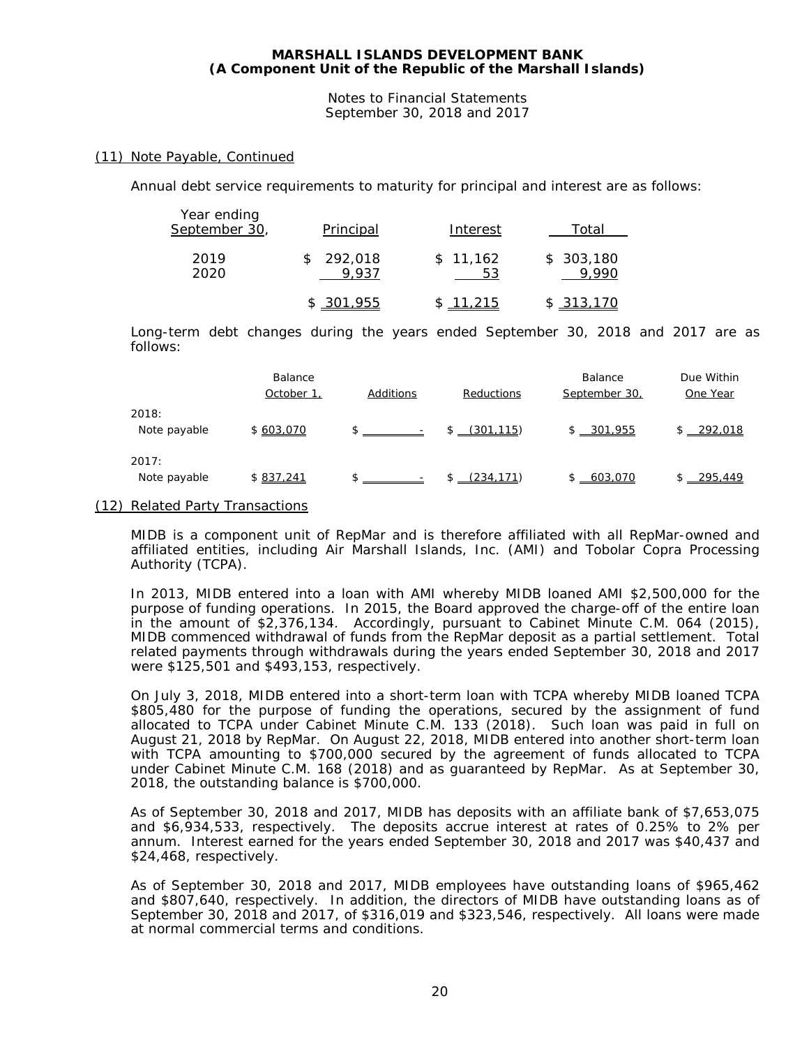## (11) Note Payable, Continued

Annual debt service requirements to maturity for principal and interest are as follows:

| Year ending September 30, | Principal | Interest | Total |
|---|---|---|---|
| 2019 | $ 292,018 | $ 11,162 | $ 303,180 |
| 2020 | 9,937 | 53 | 9,990 |
| | $ 301,955 | $ 11,215 | $ 313,170 |

Long-term debt changes during the years ended September 30, 2018 and 2017 are as follows:

| | Balance October 1, | Additions | Reductions | Balance September 30, | Due Within One Year |
|---|---|---|---|---|---|
| 2018: | | | | | |
| Note payable | $ 603,070 | $ - | $ (301,115) | $ 301,955 | $ 292,018 |
| 2017: | | | | | |
| Note payable | $ 837,241 | $ - | $ (234,171) | $ 603,070 | $ 295,449 |

## (12) Related Party Transactions

MIDB is a component unit of RepMar and is therefore affiliated with all RepMar-owned and affiliated entities, including Air Marshall Islands, Inc. (AMI) and Tobolar Copra Processing Authority (TCPA).

In 2013, MIDB entered into a loan with AMI whereby MIDB loaned AMI $2,500,000 for the purpose of funding operations. In 2015, the Board approved the charge-off of the entire loan in the amount of $2,376,134. Accordingly, pursuant to Cabinet Minute C.M. 064 (2015), MIDB commenced withdrawal of funds from the RepMar deposit as a partial settlement. Total related payments through withdrawals during the years ended September 30, 2018 and 2017 were $125,501 and $493,153, respectively.

On July 3, 2018, MIDB entered into a short-term loan with TCPA whereby MIDB loaned TCPA $805,480 for the purpose of funding the operations, secured by the assignment of fund allocated to TCPA under Cabinet Minute C.M. 133 (2018). Such loan was paid in full on August 21, 2018 by RepMar. On August 22, 2018, MIDB entered into another short-term loan with TCPA amounting to $700,000 secured by the agreement of funds allocated to TCPA under Cabinet Minute C.M. 168 (2018) and as guaranteed by RepMar. As at September 30, 2018, the outstanding balance is $700,000.

As of September 30, 2018 and 2017, MIDB has deposits with an affiliate bank of $7,653,075 and $6,934,533, respectively. The deposits accrue interest at rates of 0.25% to 2% per annum. Interest earned for the years ended September 30, 2018 and 2017 was $40,437 and $24,468, respectively.

As of September 30, 2018 and 2017, MIDB employees have outstanding loans of $965,462 and $807,640, respectively. In addition, the directors of MIDB have outstanding loans as of September 30, 2018 and 2017, of $316,019 and $323,546, respectively. All loans were made at normal commercial terms and conditions.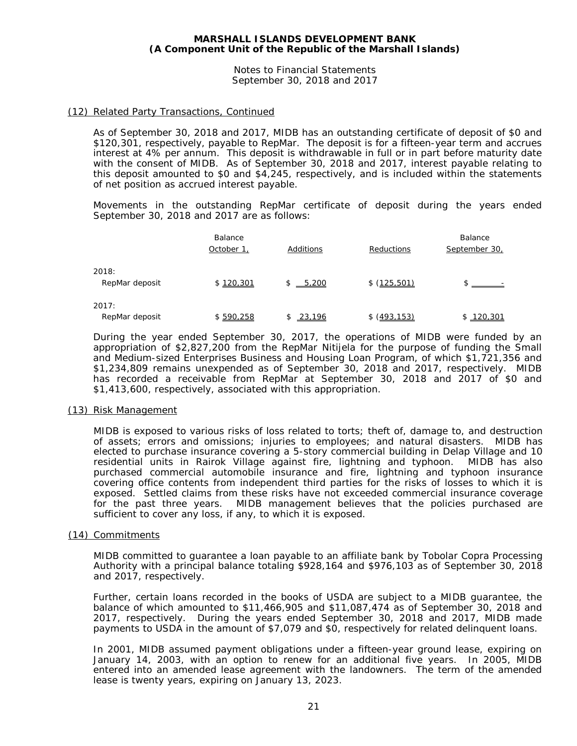MARSHALL ISLANDS DEVELOPMENT BANK
(A Component Unit of the Republic of the Marshall Islands)

Notes to Financial Statements
September 30, 2018 and 2017

(12) Related Party Transactions, Continued

As of September 30, 2018 and 2017, MIDB has an outstanding certificate of deposit of $0 and $120,301, respectively, payable to RepMar. The deposit is for a fifteen-year term and accrues interest at 4% per annum. This deposit is withdrawable in full or in part before maturity date with the consent of MIDB. As of September 30, 2018 and 2017, interest payable relating to this deposit amounted to $0 and $4,245, respectively, and is included within the statements of net position as accrued interest payable.

Movements in the outstanding RepMar certificate of deposit during the years ended September 30, 2018 and 2017 are as follows:

| | Balance October 1, | Additions | Reductions | Balance September 30, |
|---|---|---|---|---|
| 2018: | | | | |
| RepMar deposit | $ 120,301 | $ 5,200 | $ (125,501) | $ - |
| 2017: | | | | |
| RepMar deposit | $ 590,258 | $ 23,196 | $ (493,153) | $ 120,301 |

During the year ended September 30, 2017, the operations of MIDB were funded by an appropriation of $2,827,200 from the RepMar Nitijela for the purpose of funding the Small and Medium-sized Enterprises Business and Housing Loan Program, of which $1,721,356 and $1,234,809 remains unexpended as of September 30, 2018 and 2017, respectively. MIDB has recorded a receivable from RepMar at September 30, 2018 and 2017 of $0 and $1,413,600, respectively, associated with this appropriation.

(13) Risk Management

MIDB is exposed to various risks of loss related to torts; theft of, damage to, and destruction of assets; errors and omissions; injuries to employees; and natural disasters. MIDB has elected to purchase insurance covering a 5-story commercial building in Delap Village and 10 residential units in Rairok Village against fire, lightning and typhoon. MIDB has also purchased commercial automobile insurance and fire, lightning and typhoon insurance covering office contents from independent third parties for the risks of losses to which it is exposed. Settled claims from these risks have not exceeded commercial insurance coverage for the past three years. MIDB management believes that the policies purchased are sufficient to cover any loss, if any, to which it is exposed.

(14) Commitments

MIDB committed to guarantee a loan payable to an affiliate bank by Tobolar Copra Processing Authority with a principal balance totaling $928,164 and $976,103 as of September 30, 2018 and 2017, respectively.

Further, certain loans recorded in the books of USDA are subject to a MIDB guarantee, the balance of which amounted to $11,466,905 and $11,087,474 as of September 30, 2018 and 2017, respectively. During the years ended September 30, 2018 and 2017, MIDB made payments to USDA in the amount of $7,079 and $0, respectively for related delinquent loans.

In 2001, MIDB assumed payment obligations under a fifteen-year ground lease, expiring on January 14, 2003, with an option to renew for an additional five years. In 2005, MIDB entered into an amended lease agreement with the landowners. The term of the amended lease is twenty years, expiring on January 13, 2023.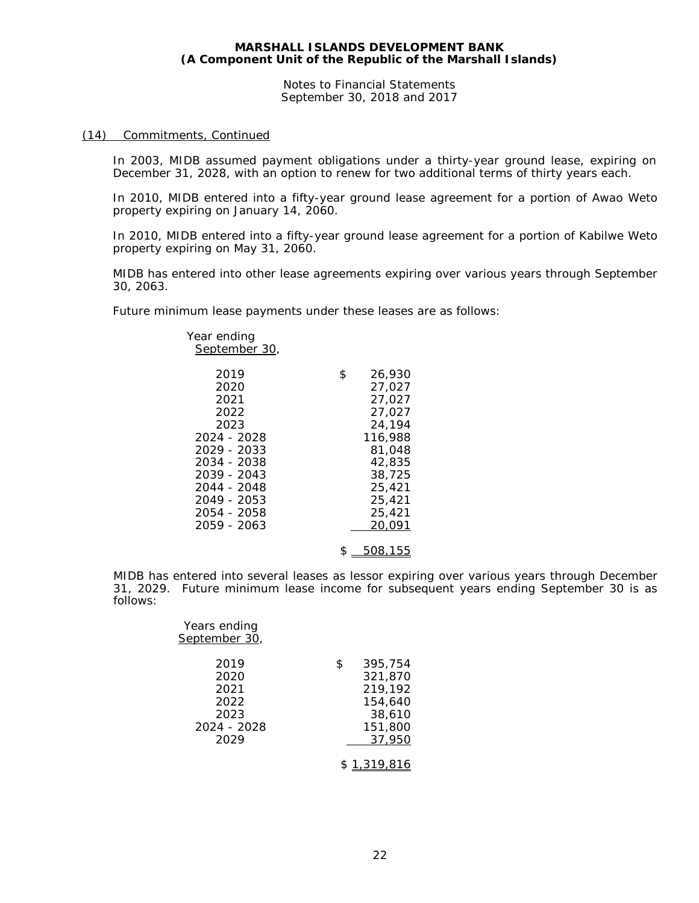(14) Commitments, Continued

In 2003, MIDB assumed payment obligations under a thirty-year ground lease, expiring on December 31, 2028, with an option to renew for two additional terms of thirty years each.

In 2010, MIDB entered into a fifty-year ground lease agreement for a portion of Awao Weto property expiring on January 14, 2060.

In 2010, MIDB entered into a fifty-year ground lease agreement for a portion of Kabilwe Weto property expiring on May 31, 2060.

MIDB has entered into other lease agreements expiring over various years through September 30, 2063.

Future minimum lease payments under these leases are as follows:

| Year ending September 30, | |
|---|---|
| 2019 | $ 26,930 |
| 2020 | 27,027 |
| 2021 | 27,027 |
| 2022 | 27,027 |
| 2023 | 24,194 |
| 2024 - 2028 | 116,988 |
| 2029 - 2033 | 81,048 |
| 2034 - 2038 | 42,835 |
| 2039 - 2043 | 38,725 |
| 2044 - 2048 | 25,421 |
| 2049 - 2053 | 25,421 |
| 2054 - 2058 | 25,421 |
| 2059 - 2063 | 20,091 |
| | $ 508,155 |

MIDB has entered into several leases as lessor expiring over various years through December 31, 2029. Future minimum lease income for subsequent years ending September 30 is as follows:

| Years ending September 30, | |
|---|---|
| 2019 | $ 395,754 |
| 2020 | 321,870 |
| 2021 | 219,192 |
| 2022 | 154,640 |
| 2023 | 38,610 |
| 2024 - 2028 | 151,800 |
| 2029 | 37,950 |
| | $ 1,319,816 |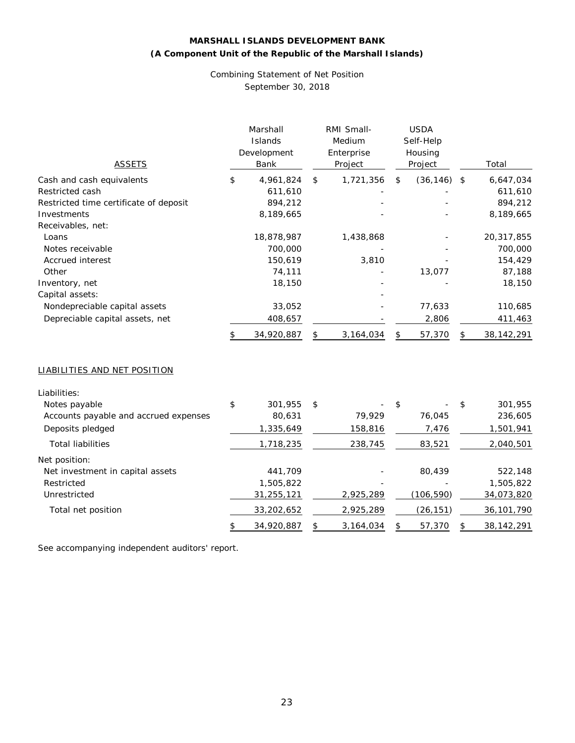# MARSHALL ISLANDS DEVELOPMENT BANK

## (A Component Unit of the Republic of the Marshall Islands)

Combining Statement of Net Position
September 30, 2018

| ASSETS | Marshall Islands Development Bank | RMI Small-Medium Enterprise Project | USDA Self-Help Housing Project | Total |
|---|---|---|---|---|
| Cash and cash equivalents | $ 4,961,824 | $ 1,721,356 | $ (36,146) | $ 6,647,034 |
| Restricted cash | 611,610 | - | - | 611,610 |
| Restricted time certificate of deposit | 894,212 | - | - | 894,212 |
| Investments | 8,189,665 | - | - | 8,189,665 |
| Receivables, net: | | | | |
| Loans | 18,878,987 | 1,438,868 | - | 20,317,855 |
| Notes receivable | 700,000 | - | - | 700,000 |
| Accrued interest | 150,619 | 3,810 | - | 154,429 |
| Other | 74,111 | - | 13,077 | 87,188 |
| Inventory, net | 18,150 | - | - | 18,150 |
| Capital assets: | | - | | |
| Nondepreciable capital assets | 33,052 | - | 77,633 | 110,685 |
| Depreciable capital assets, net | 408,657 | - | 2,806 | 411,463 |
| | $ 34,920,887 | $ 3,164,034 | $ 57,370 | $ 38,142,291 |

| LIABILITIES AND NET POSITION | Marshall Islands Development Bank | RMI Small-Medium Enterprise Project | USDA Self-Help Housing Project | Total |
|---|---|---|---|---|
| Liabilities: | | | | |
| Notes payable | $ 301,955 | $ - | $ - | $ 301,955 |
| Accounts payable and accrued expenses | 80,631 | 79,929 | 76,045 | 236,605 |
| Deposits pledged | 1,335,649 | 158,816 | 7,476 | 1,501,941 |
| Total liabilities | 1,718,235 | 238,745 | 83,521 | 2,040,501 |
| Net position: | | | | |
| Net investment in capital assets | 441,709 | - | 80,439 | 522,148 |
| Restricted | 1,505,822 | - | - | 1,505,822 |
| Unrestricted | 31,255,121 | 2,925,289 | (106,590) | 34,073,820 |
| Total net position | 33,202,652 | 2,925,289 | (26,151) | 36,101,790 |
| | $ 34,920,887 | $ 3,164,034 | $ 57,370 | $ 38,142,291 |

See accompanying independent auditors' report.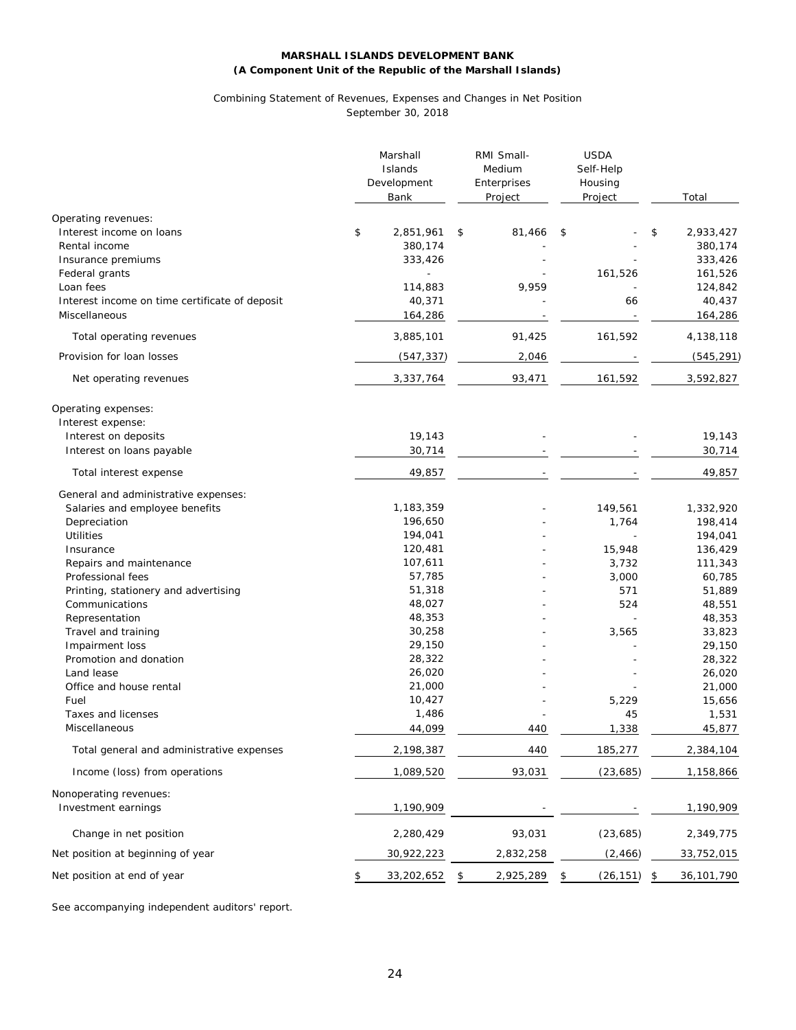**MARSHALL ISLANDS DEVELOPMENT BANK**
**(A Component Unit of the Republic of the Marshall Islands)**

Combining Statement of Revenues, Expenses and Changes in Net Position
September 30, 2018

| | Marshall Islands Development Bank | RMI Small-Medium Enterprises Project | USDA Self-Help Housing Project | Total |
|---|---|---|---|---|
| Operating revenues: | | | | |
| Interest income on loans | $ 2,851,961 | $ 81,466 | $ - | $ 2,933,427 |
| Rental income | 380,174 | - | - | 380,174 |
| Insurance premiums | 333,426 | - | - | 333,426 |
| Federal grants | - | - | 161,526 | 161,526 |
| Loan fees | 114,883 | 9,959 | - | 124,842 |
| Interest income on time certificate of deposit | 40,371 | - | 66 | 40,437 |
| Miscellaneous | 164,286 | - | - | 164,286 |
| Total operating revenues | 3,885,101 | 91,425 | 161,592 | 4,138,118 |
| Provision for loan losses | (547,337) | 2,046 | - | (545,291) |
| Net operating revenues | 3,337,764 | 93,471 | 161,592 | 3,592,827 |
| Operating expenses: | | | | |
| Interest expense: | | | | |
| Interest on deposits | 19,143 | - | - | 19,143 |
| Interest on loans payable | 30,714 | - | - | 30,714 |
| Total interest expense | 49,857 | - | - | 49,857 |
| General and administrative expenses: | | | | |
| Salaries and employee benefits | 1,183,359 | - | 149,561 | 1,332,920 |
| Depreciation | 196,650 | - | 1,764 | 198,414 |
| Utilities | 194,041 | - | - | 194,041 |
| Insurance | 120,481 | - | 15,948 | 136,429 |
| Repairs and maintenance | 107,611 | - | 3,732 | 111,343 |
| Professional fees | 57,785 | - | 3,000 | 60,785 |
| Printing, stationery and advertising | 51,318 | - | 571 | 51,889 |
| Communications | 48,027 | - | 524 | 48,551 |
| Representation | 48,353 | - | - | 48,353 |
| Travel and training | 30,258 | - | 3,565 | 33,823 |
| Impairment loss | 29,150 | - | - | 29,150 |
| Promotion and donation | 28,322 | - | - | 28,322 |
| Land lease | 26,020 | - | - | 26,020 |
| Office and house rental | 21,000 | - | - | 21,000 |
| Fuel | 10,427 | - | 5,229 | 15,656 |
| Taxes and licenses | 1,486 | - | 45 | 1,531 |
| Miscellaneous | 44,099 | 440 | 1,338 | 45,877 |
| Total general and administrative expenses | 2,198,387 | 440 | 185,277 | 2,384,104 |
| Income (loss) from operations | 1,089,520 | 93,031 | (23,685) | 1,158,866 |
| Nonoperating revenues: | | | | |
| Investment earnings | 1,190,909 | - | - | 1,190,909 |
| Change in net position | 2,280,429 | 93,031 | (23,685) | 2,349,775 |
| Net position at beginning of year | 30,922,223 | 2,832,258 | (2,466) | 33,752,015 |
| Net position at end of year | $ 33,202,652 | $ 2,925,289 | $ (26,151) | $ 36,101,790 |

See accompanying independent auditors' report.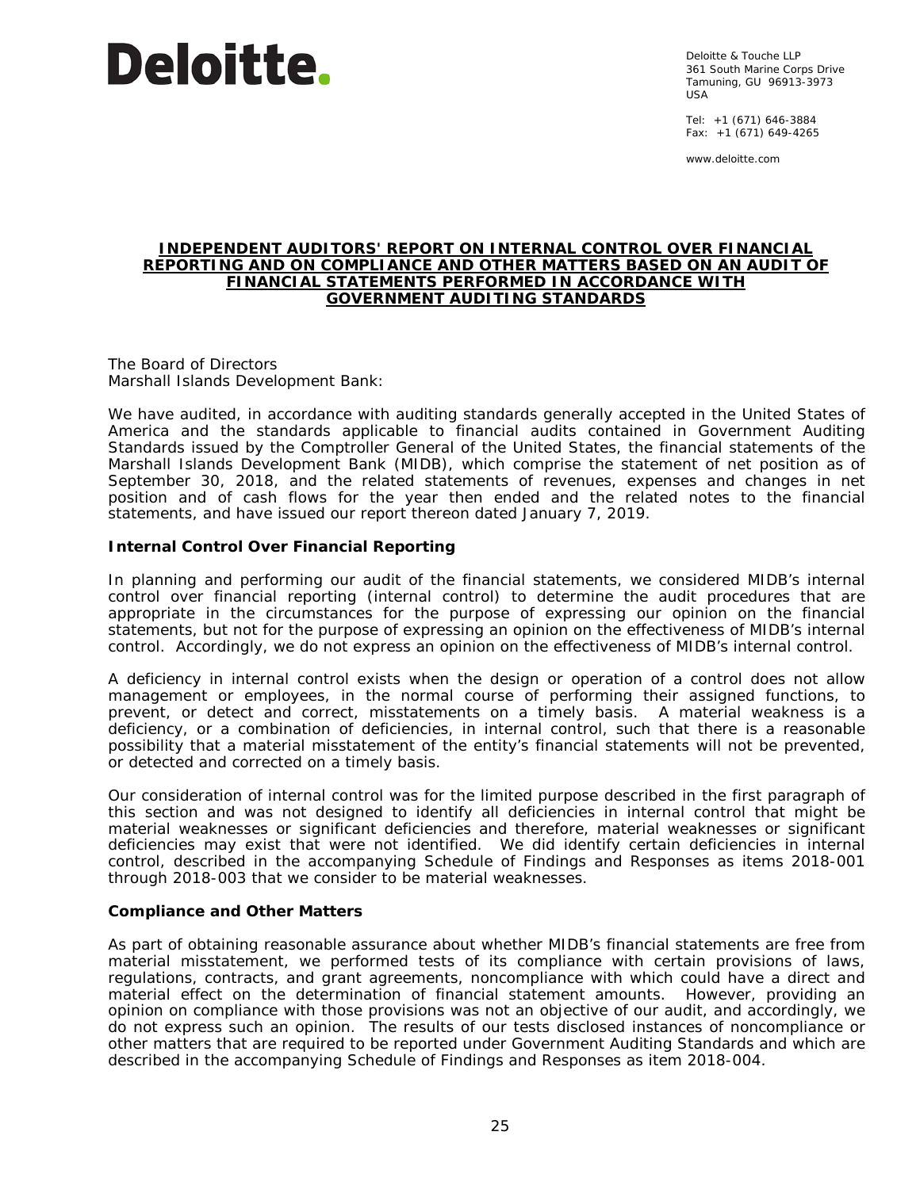**Deloitte.**

Deloitte & Touche LLP
361 South Marine Corps Drive
Tamuning, GU 96913-3973
USA

Tel: +1 (671) 646-3884
Fax: +1 (671) 649-4265

www.deloitte.com

## INDEPENDENT AUDITORS' REPORT ON INTERNAL CONTROL OVER FINANCIAL REPORTING AND ON COMPLIANCE AND OTHER MATTERS BASED ON AN AUDIT OF FINANCIAL STATEMENTS PERFORMED IN ACCORDANCE WITH GOVERNMENT AUDITING STANDARDS

The Board of Directors
Marshall Islands Development Bank:

We have audited, in accordance with auditing standards generally accepted in the United States of America and the standards applicable to financial audits contained in Government Auditing Standards issued by the Comptroller General of the United States, the financial statements of the Marshall Islands Development Bank (MIDB), which comprise the statement of net position as of September 30, 2018, and the related statements of revenues, expenses and changes in net position and of cash flows for the year then ended and the related notes to the financial statements, and have issued our report thereon dated January 7, 2019.

### Internal Control Over Financial Reporting

In planning and performing our audit of the financial statements, we considered MIDB's internal control over financial reporting (internal control) to determine the audit procedures that are appropriate in the circumstances for the purpose of expressing our opinion on the financial statements, but not for the purpose of expressing an opinion on the effectiveness of MIDB's internal control. Accordingly, we do not express an opinion on the effectiveness of MIDB's internal control.

A deficiency in internal control exists when the design or operation of a control does not allow management or employees, in the normal course of performing their assigned functions, to prevent, or detect and correct, misstatements on a timely basis. A material weakness is a deficiency, or a combination of deficiencies, in internal control, such that there is a reasonable possibility that a material misstatement of the entity's financial statements will not be prevented, or detected and corrected on a timely basis.

Our consideration of internal control was for the limited purpose described in the first paragraph of this section and was not designed to identify all deficiencies in internal control that might be material weaknesses or significant deficiencies and therefore, material weaknesses or significant deficiencies may exist that were not identified. We did identify certain deficiencies in internal control, described in the accompanying Schedule of Findings and Responses as items 2018-001 through 2018-003 that we consider to be material weaknesses.

### Compliance and Other Matters

As part of obtaining reasonable assurance about whether MIDB's financial statements are free from material misstatement, we performed tests of its compliance with certain provisions of laws, regulations, contracts, and grant agreements, noncompliance with which could have a direct and material effect on the determination of financial statement amounts. However, providing an opinion on compliance with those provisions was not an objective of our audit, and accordingly, we do not express such an opinion. The results of our tests disclosed instances of noncompliance or other matters that are required to be reported under Government Auditing Standards and which are described in the accompanying Schedule of Findings and Responses as item 2018-004.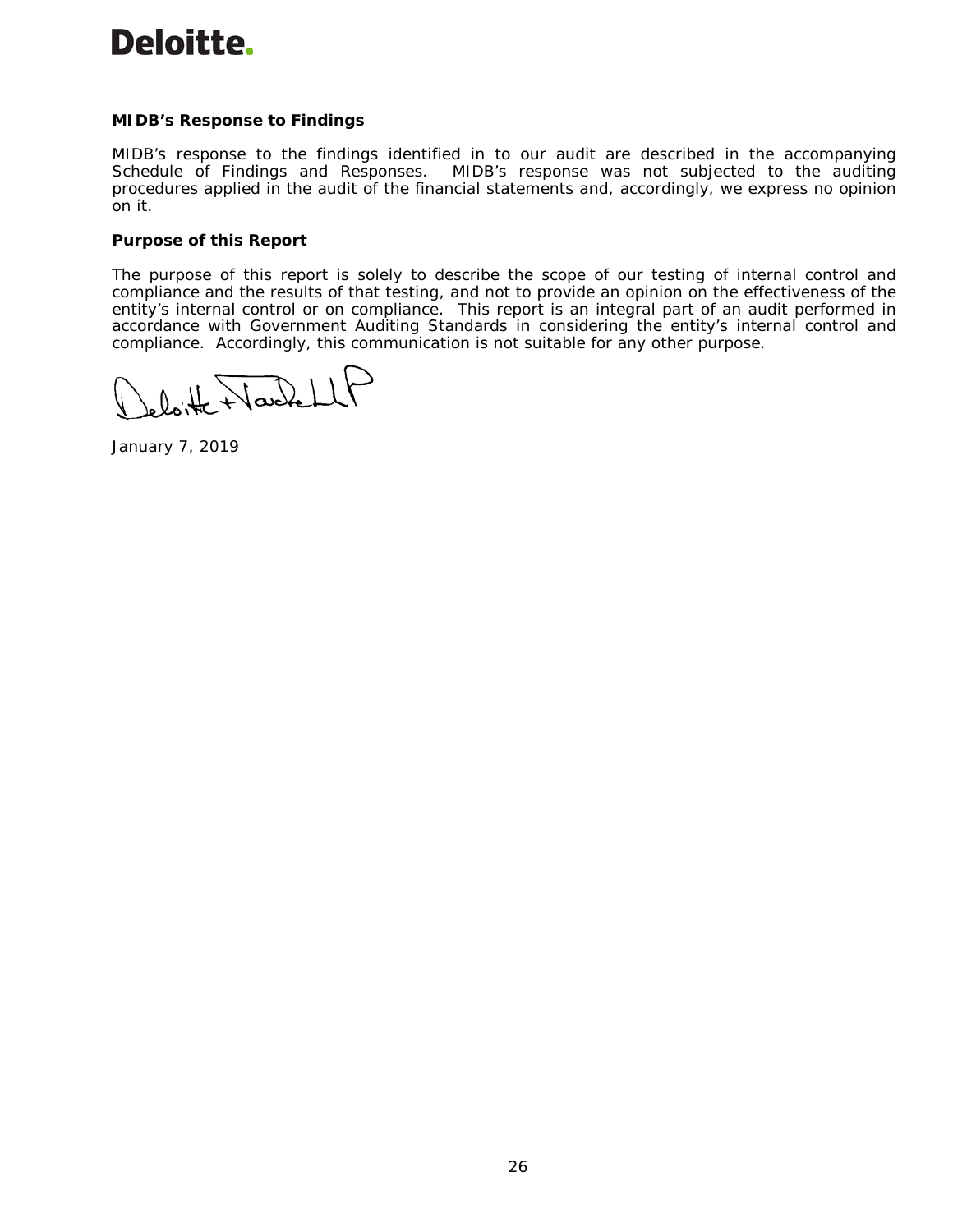**Deloitte.**

**MIDB's Response to Findings**

MIDB's response to the findings identified in to our audit are described in the accompanying Schedule of Findings and Responses. MIDB's response was not subjected to the auditing procedures applied in the audit of the financial statements and, accordingly, we express no opinion on it.

**Purpose of this Report**

The purpose of this report is solely to describe the scope of our testing of internal control and compliance and the results of that testing, and not to provide an opinion on the effectiveness of the entity's internal control or on compliance. This report is an integral part of an audit performed in accordance with Government Auditing Standards in considering the entity's internal control and compliance. Accordingly, this communication is not suitable for any other purpose.

Deloitte + Touche LLP

January 7, 2019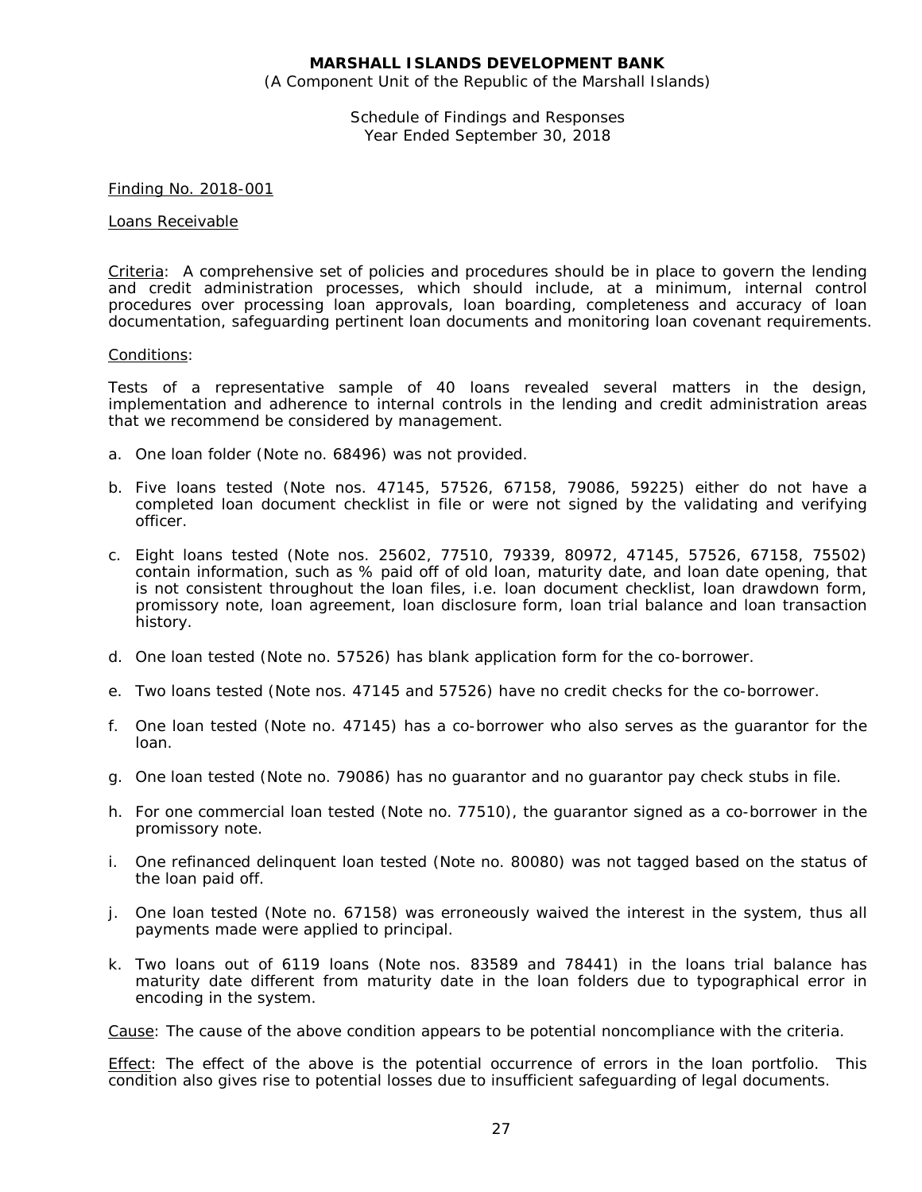**MARSHALL ISLANDS DEVELOPMENT BANK**
(A Component Unit of the Republic of the Marshall Islands)

Schedule of Findings and Responses
Year Ended September 30, 2018

Finding No. 2018-001

Loans Receivable

Criteria: A comprehensive set of policies and procedures should be in place to govern the lending and credit administration processes, which should include, at a minimum, internal control procedures over processing loan approvals, loan boarding, completeness and accuracy of loan documentation, safeguarding pertinent loan documents and monitoring loan covenant requirements.

Conditions:

Tests of a representative sample of 40 loans revealed several matters in the design, implementation and adherence to internal controls in the lending and credit administration areas that we recommend be considered by management.

a. One loan folder (Note no. 68496) was not provided.

b. Five loans tested (Note nos. 47145, 57526, 67158, 79086, 59225) either do not have a completed loan document checklist in file or were not signed by the validating and verifying officer.

c. Eight loans tested (Note nos. 25602, 77510, 79339, 80972, 47145, 57526, 67158, 75502) contain information, such as % paid off of old loan, maturity date, and loan date opening, that is not consistent throughout the loan files, i.e. loan document checklist, loan drawdown form, promissory note, loan agreement, loan disclosure form, loan trial balance and loan transaction history.

d. One loan tested (Note no. 57526) has blank application form for the co-borrower.

e. Two loans tested (Note nos. 47145 and 57526) have no credit checks for the co-borrower.

f. One loan tested (Note no. 47145) has a co-borrower who also serves as the guarantor for the loan.

g. One loan tested (Note no. 79086) has no guarantor and no guarantor pay check stubs in file.

h. For one commercial loan tested (Note no. 77510), the guarantor signed as a co-borrower in the promissory note.

i. One refinanced delinquent loan tested (Note no. 80080) was not tagged based on the status of the loan paid off.

j. One loan tested (Note no. 67158) was erroneously waived the interest in the system, thus all payments made were applied to principal.

k. Two loans out of 6119 loans (Note nos. 83589 and 78441) in the loans trial balance has maturity date different from maturity date in the loan folders due to typographical error in encoding in the system.

Cause: The cause of the above condition appears to be potential noncompliance with the criteria.

Effect: The effect of the above is the potential occurrence of errors in the loan portfolio. This condition also gives rise to potential losses due to insufficient safeguarding of legal documents.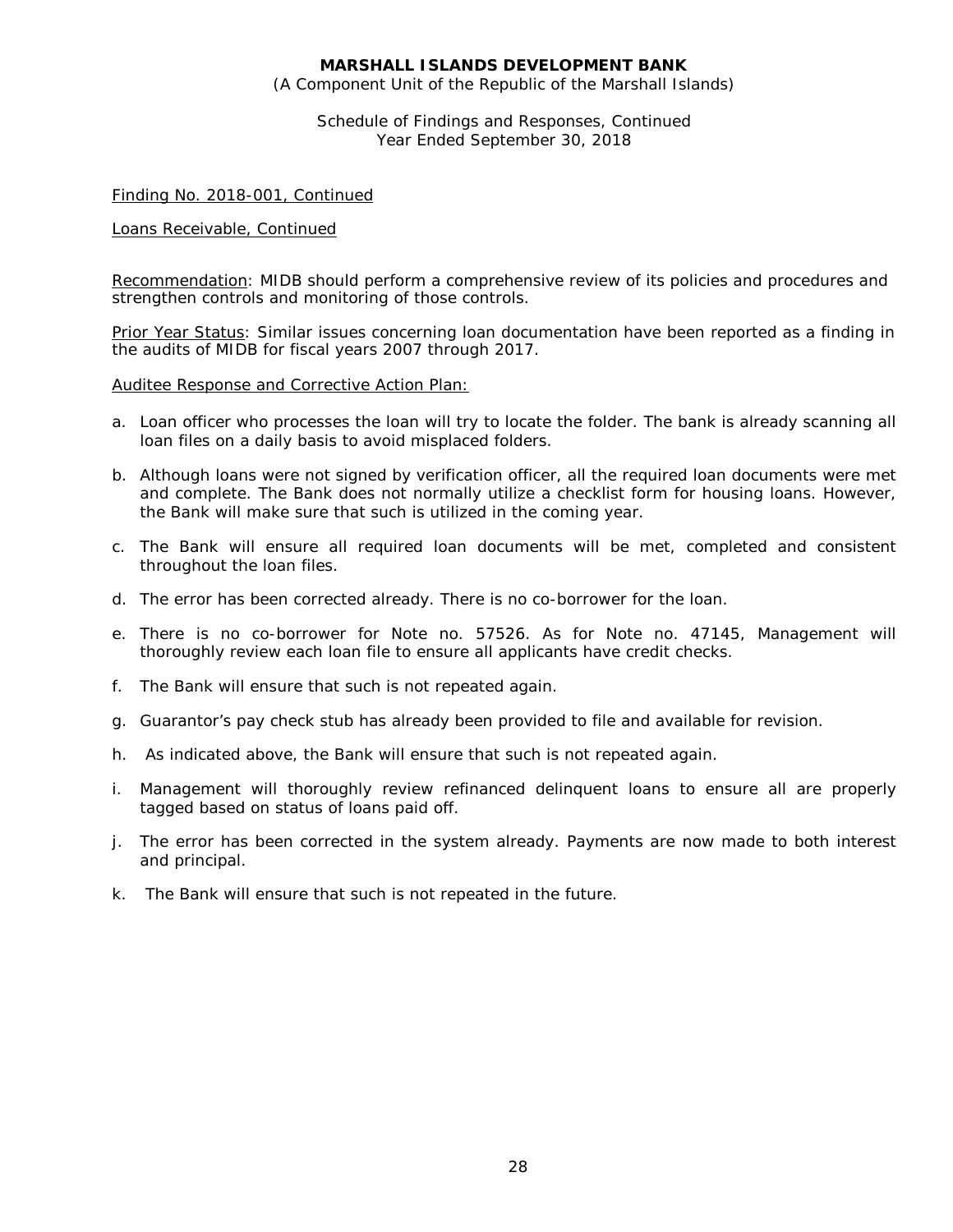Finding No. 2018-001, Continued

Loans Receivable, Continued

Recommendation: MIDB should perform a comprehensive review of its policies and procedures and strengthen controls and monitoring of those controls.

Prior Year Status: Similar issues concerning loan documentation have been reported as a finding in the audits of MIDB for fiscal years 2007 through 2017.

Auditee Response and Corrective Action Plan:

a. Loan officer who processes the loan will try to locate the folder. The bank is already scanning all loan files on a daily basis to avoid misplaced folders.

b. Although loans were not signed by verification officer, all the required loan documents were met and complete. The Bank does not normally utilize a checklist form for housing loans. However, the Bank will make sure that such is utilized in the coming year.

c. The Bank will ensure all required loan documents will be met, completed and consistent throughout the loan files.

d. The error has been corrected already. There is no co-borrower for the loan.

e. There is no co-borrower for Note no. 57526. As for Note no. 47145, Management will thoroughly review each loan file to ensure all applicants have credit checks.

f. The Bank will ensure that such is not repeated again.

g. Guarantor's pay check stub has already been provided to file and available for revision.

h. As indicated above, the Bank will ensure that such is not repeated again.

i. Management will thoroughly review refinanced delinquent loans to ensure all are properly tagged based on status of loans paid off.

j. The error has been corrected in the system already. Payments are now made to both interest and principal.

k. The Bank will ensure that such is not repeated in the future.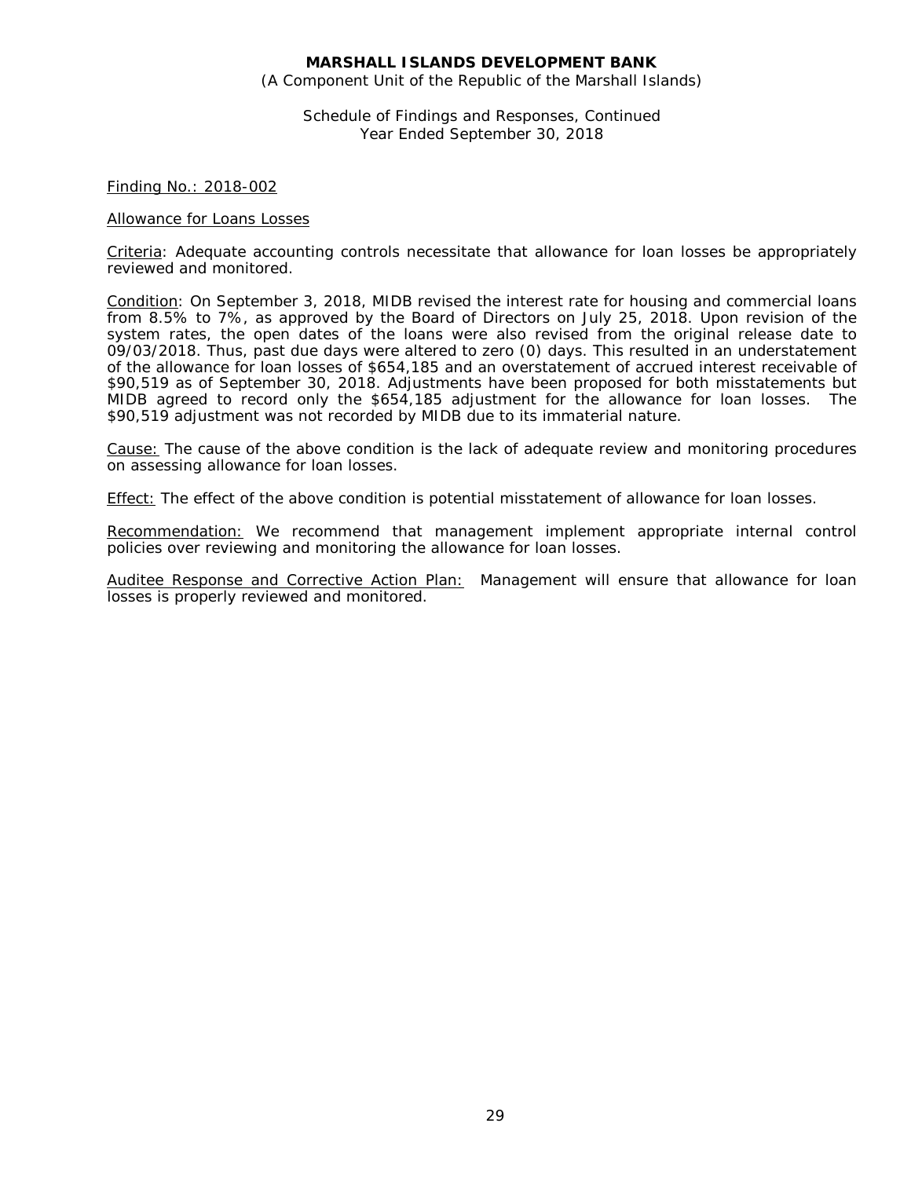**MARSHALL ISLANDS DEVELOPMENT BANK**
(A Component Unit of the Republic of the Marshall Islands)

Schedule of Findings and Responses, Continued
Year Ended September 30, 2018

Finding No.: 2018-002

Allowance for Loans Losses

Criteria: Adequate accounting controls necessitate that allowance for loan losses be appropriately reviewed and monitored.

Condition: On September 3, 2018, MIDB revised the interest rate for housing and commercial loans from 8.5% to 7%, as approved by the Board of Directors on July 25, 2018. Upon revision of the system rates, the open dates of the loans were also revised from the original release date to 09/03/2018. Thus, past due days were altered to zero (0) days. This resulted in an understatement of the allowance for loan losses of $654,185 and an overstatement of accrued interest receivable of $90,519 as of September 30, 2018. Adjustments have been proposed for both misstatements but MIDB agreed to record only the $654,185 adjustment for the allowance for loan losses. The $90,519 adjustment was not recorded by MIDB due to its immaterial nature.

Cause: The cause of the above condition is the lack of adequate review and monitoring procedures on assessing allowance for loan losses.

Effect: The effect of the above condition is potential misstatement of allowance for loan losses.

Recommendation: We recommend that management implement appropriate internal control policies over reviewing and monitoring the allowance for loan losses.

Auditee Response and Corrective Action Plan: Management will ensure that allowance for loan losses is properly reviewed and monitored.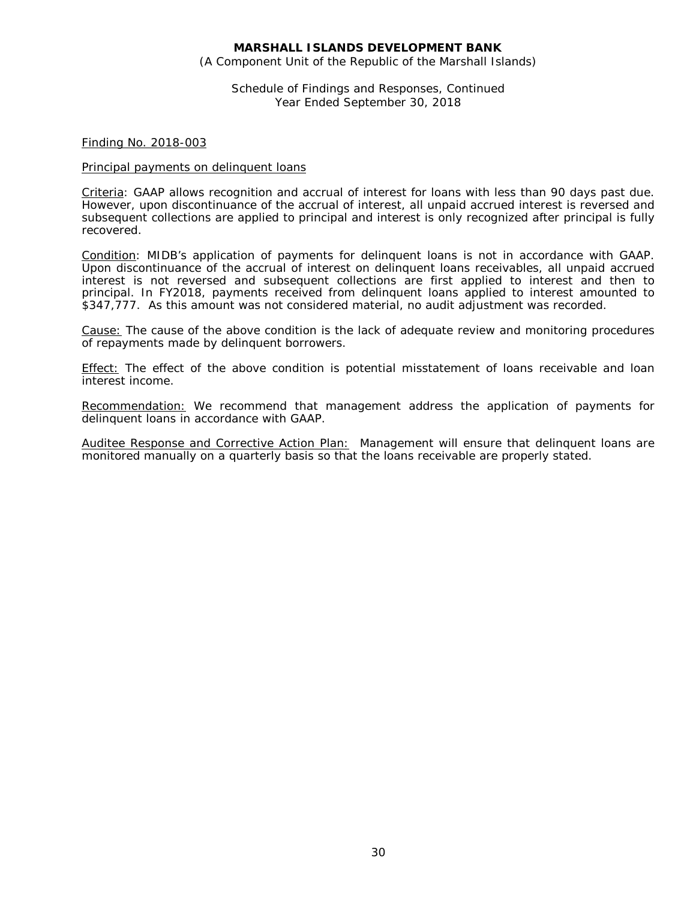**MARSHALL ISLANDS DEVELOPMENT BANK**
(A Component Unit of the Republic of the Marshall Islands)

Schedule of Findings and Responses, Continued
Year Ended September 30, 2018

Finding No. 2018-003

Principal payments on delinquent loans

Criteria: GAAP allows recognition and accrual of interest for loans with less than 90 days past due. However, upon discontinuance of the accrual of interest, all unpaid accrued interest is reversed and subsequent collections are applied to principal and interest is only recognized after principal is fully recovered.

Condition: MIDB's application of payments for delinquent loans is not in accordance with GAAP. Upon discontinuance of the accrual of interest on delinquent loans receivables, all unpaid accrued interest is not reversed and subsequent collections are first applied to interest and then to principal. In FY2018, payments received from delinquent loans applied to interest amounted to $347,777. As this amount was not considered material, no audit adjustment was recorded.

Cause: The cause of the above condition is the lack of adequate review and monitoring procedures of repayments made by delinquent borrowers.

Effect: The effect of the above condition is potential misstatement of loans receivable and loan interest income.

Recommendation: We recommend that management address the application of payments for delinquent loans in accordance with GAAP.

Auditee Response and Corrective Action Plan: Management will ensure that delinquent loans are monitored manually on a quarterly basis so that the loans receivable are properly stated.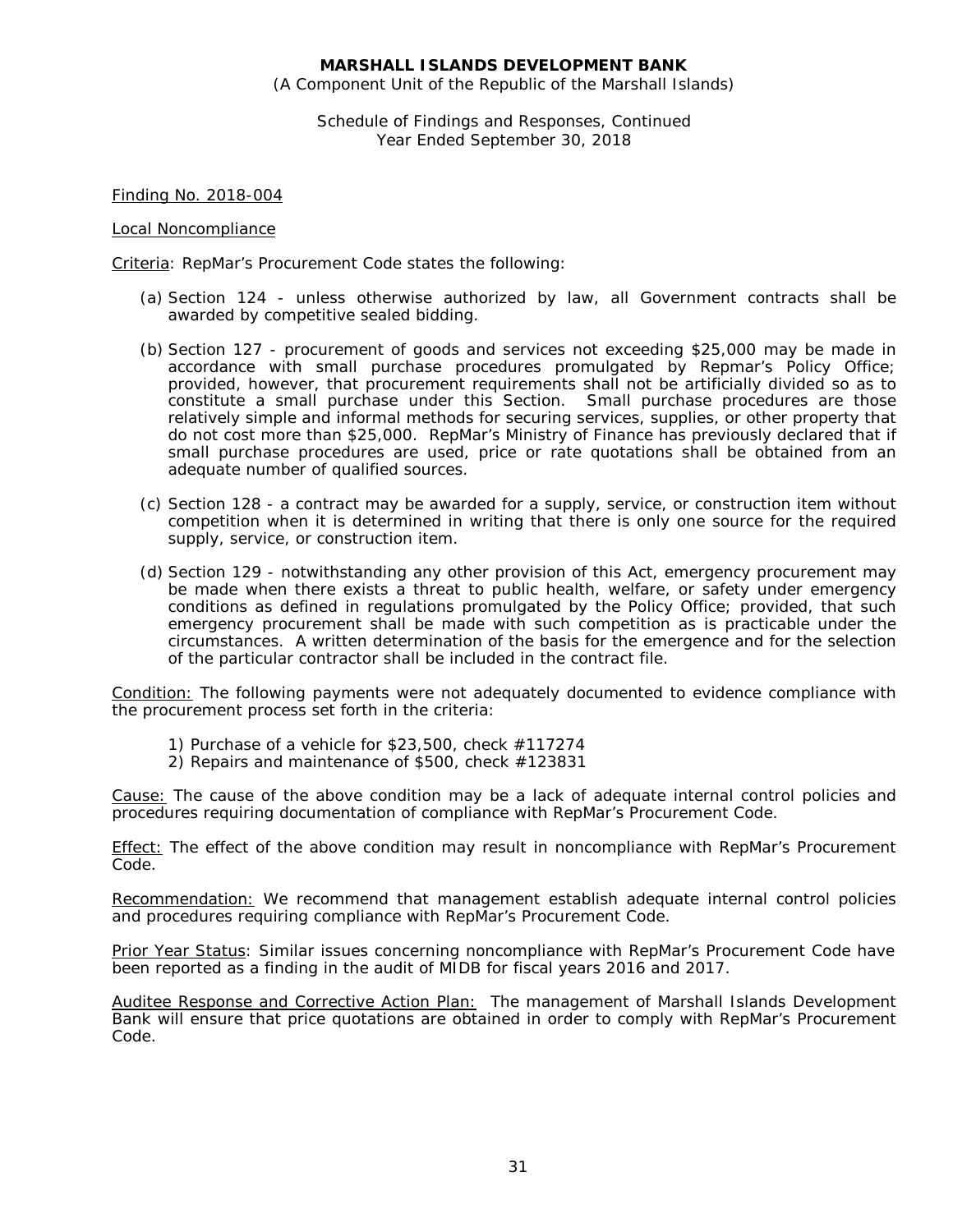**MARSHALL ISLANDS DEVELOPMENT BANK**
(A Component Unit of the Republic of the Marshall Islands)

Schedule of Findings and Responses, Continued
Year Ended September 30, 2018

Finding No. 2018-004

Local Noncompliance

Criteria: RepMar's Procurement Code states the following:

(a) Section 124 - unless otherwise authorized by law, all Government contracts shall be awarded by competitive sealed bidding.

(b) Section 127 - procurement of goods and services not exceeding $25,000 may be made in accordance with small purchase procedures promulgated by Repmar's Policy Office; provided, however, that procurement requirements shall not be artificially divided so as to constitute a small purchase under this Section. Small purchase procedures are those relatively simple and informal methods for securing services, supplies, or other property that do not cost more than $25,000. RepMar's Ministry of Finance has previously declared that if small purchase procedures are used, price or rate quotations shall be obtained from an adequate number of qualified sources.

(c) Section 128 - a contract may be awarded for a supply, service, or construction item without competition when it is determined in writing that there is only one source for the required supply, service, or construction item.

(d) Section 129 - notwithstanding any other provision of this Act, emergency procurement may be made when there exists a threat to public health, welfare, or safety under emergency conditions as defined in regulations promulgated by the Policy Office; provided, that such emergency procurement shall be made with such competition as is practicable under the circumstances. A written determination of the basis for the emergence and for the selection of the particular contractor shall be included in the contract file.

Condition: The following payments were not adequately documented to evidence compliance with the procurement process set forth in the criteria:

1) Purchase of a vehicle for $23,500, check #117274
2) Repairs and maintenance of $500, check #123831

Cause: The cause of the above condition may be a lack of adequate internal control policies and procedures requiring documentation of compliance with RepMar's Procurement Code.

Effect: The effect of the above condition may result in noncompliance with RepMar's Procurement Code.

Recommendation: We recommend that management establish adequate internal control policies and procedures requiring compliance with RepMar's Procurement Code.

Prior Year Status: Similar issues concerning noncompliance with RepMar's Procurement Code have been reported as a finding in the audit of MIDB for fiscal years 2016 and 2017.

Auditee Response and Corrective Action Plan: The management of Marshall Islands Development Bank will ensure that price quotations are obtained in order to comply with RepMar's Procurement Code.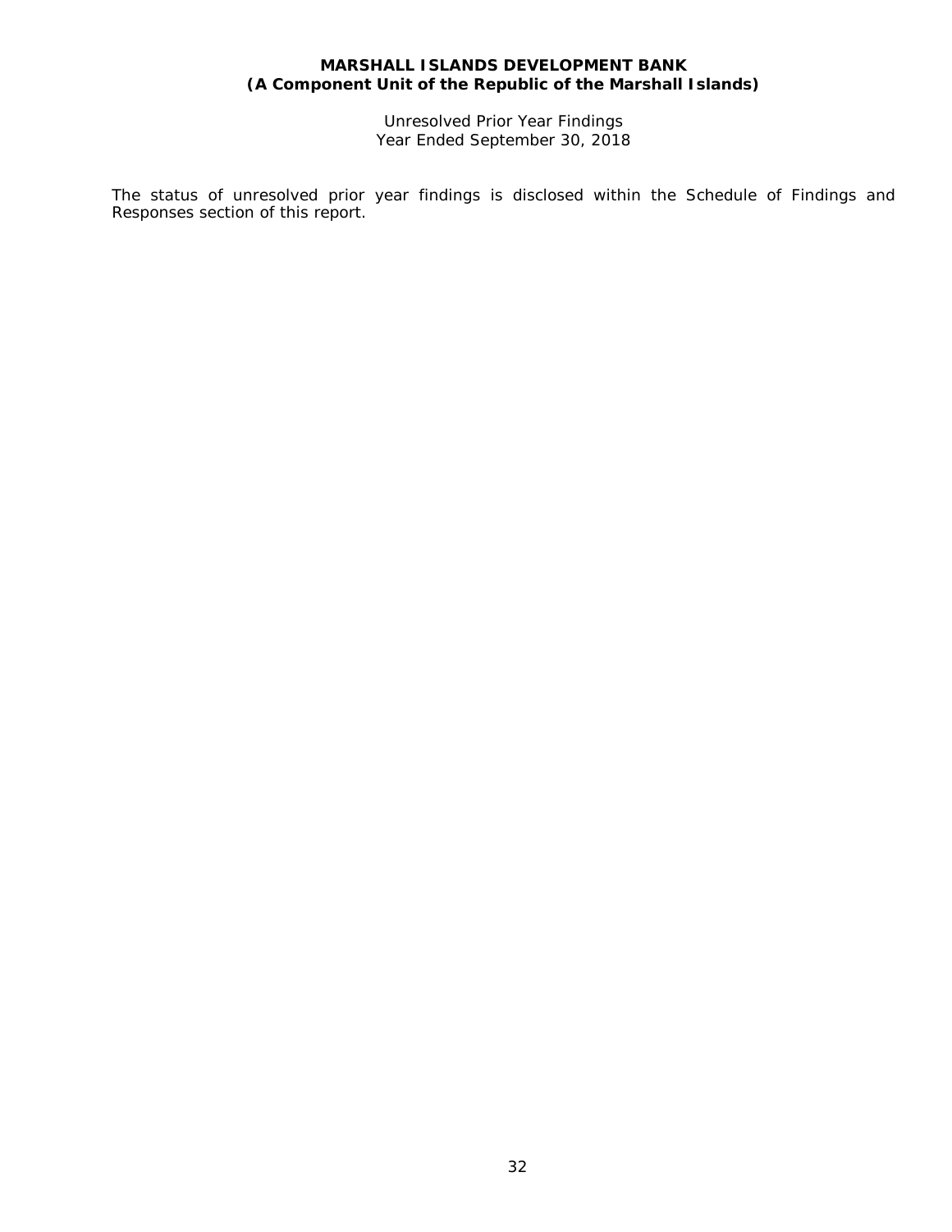**MARSHALL ISLANDS DEVELOPMENT BANK**
**(A Component Unit of the Republic of the Marshall Islands)**

Unresolved Prior Year Findings
Year Ended September 30, 2018

The status of unresolved prior year findings is disclosed within the Schedule of Findings and Responses section of this report.